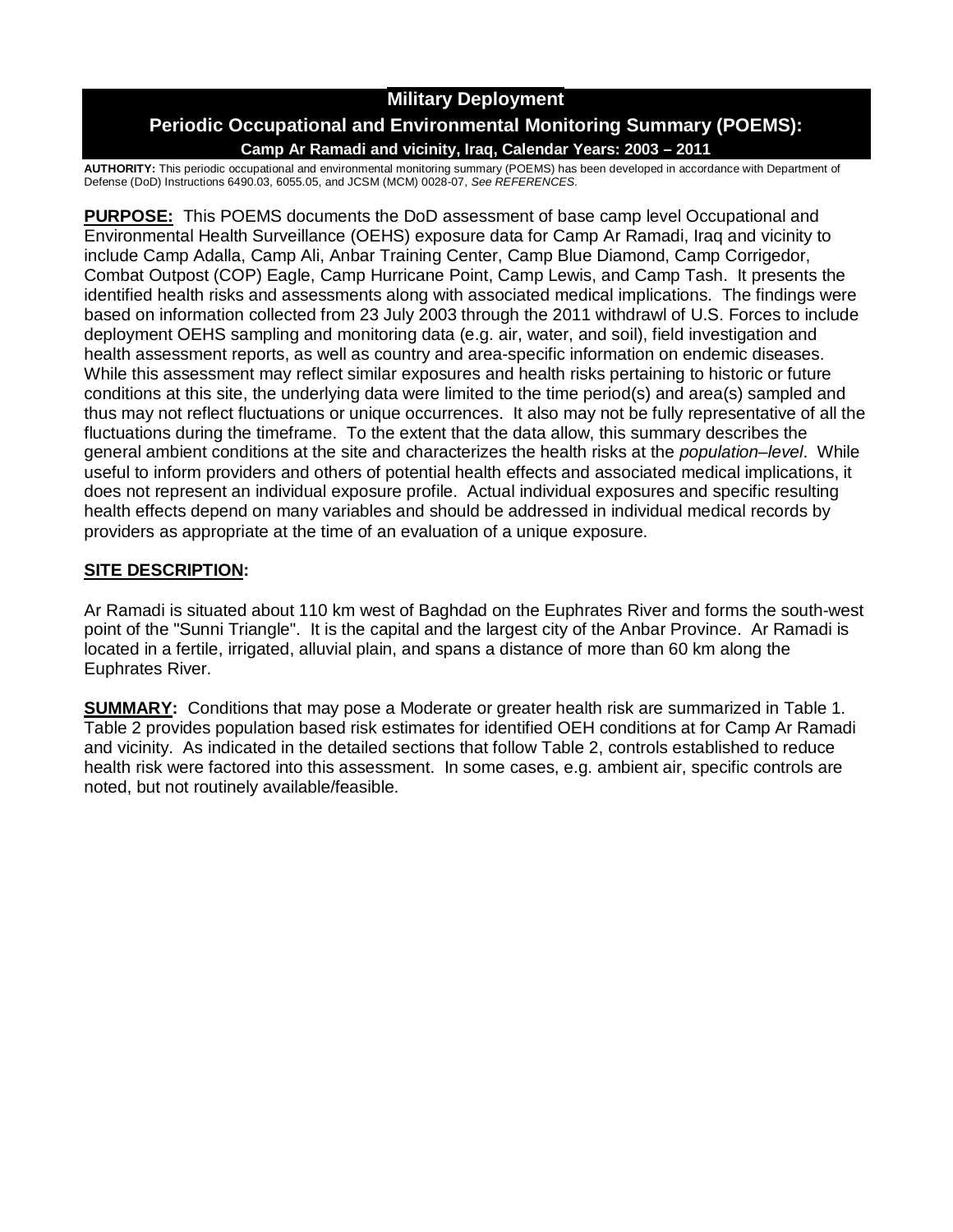# Military Deployment

## Periodic Occupational and Environmental Monitoring Summary (POEMS):

### Camp Ar Ramadi and vicinity, Iraq, Calendar Years: 2003 – 2011

**AUTHORITY:** This periodic occupational and environmental monitoring summary (POEMS) has been developed in accordance with Department of Defense (DoD) Instructions 6490.03, 6055.05, and JCSM (MCM) 0028-07, *See REFERENCES.*

**PURPOSE:** This POEMS documents the DoD assessment of base camp level Occupational and Environmental Health Surveillance (OEHS) exposure data for Camp Ar Ramadi, Iraq and vicinity to include Camp Adalla, Camp Ali, Anbar Training Center, Camp Blue Diamond, Camp Corrigedor, Combat Outpost (COP) Eagle, Camp Hurricane Point, Camp Lewis, and Camp Tash. It presents the identified health risks and assessments along with associated medical implications. The findings were based on information collected from 23 July 2003 through the 2011 withdrawl of U.S. Forces to include deployment OEHS sampling and monitoring data (e.g. air, water, and soil), field investigation and health assessment reports, as well as country and area-specific information on endemic diseases. While this assessment may reflect similar exposures and health risks pertaining to historic or future conditions at this site, the underlying data were limited to the time period(s) and area(s) sampled and thus may not reflect fluctuations or unique occurrences. It also may not be fully representative of all the fluctuations during the timeframe. To the extent that the data allow, this summary describes the general ambient conditions at the site and characterizes the health risks at the *population–level*. While useful to inform providers and others of potential health effects and associated medical implications, it does not represent an individual exposure profile. Actual individual exposures and specific resulting health effects depend on many variables and should be addressed in individual medical records by providers as appropriate at the time of an evaluation of a unique exposure.

**SITE DESCRIPTION:**

Ar Ramadi is situated about 110 km west of Baghdad on the Euphrates River and forms the south-west point of the "Sunni Triangle". It is the capital and the largest city of the Anbar Province. Ar Ramadi is located in a fertile, irrigated, alluvial plain, and spans a distance of more than 60 km along the Euphrates River.

**SUMMARY:** Conditions that may pose a Moderate or greater health risk are summarized in Table 1. Table 2 provides population based risk estimates for identified OEH conditions at for Camp Ar Ramadi and vicinity. As indicated in the detailed sections that follow Table 2, controls established to reduce health risk were factored into this assessment. In some cases, e.g. ambient air, specific controls are noted, but not routinely available/feasible.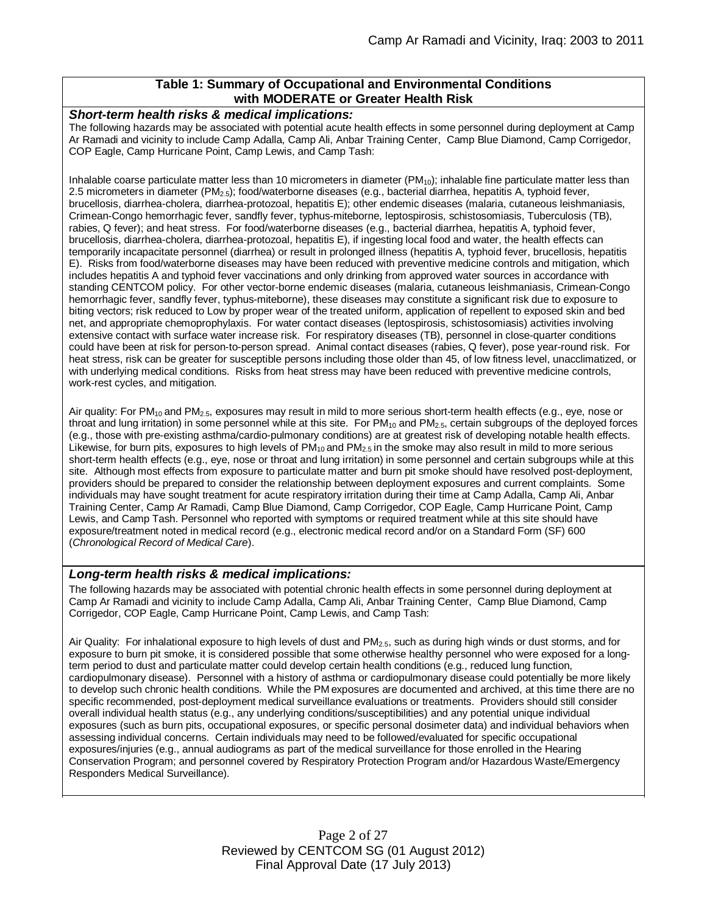**Table 1: Summary of Occupational and Environmental Conditions with MODERATE or Greater Health Risk**

***Short-term health risks & medical implications:***

The following hazards may be associated with potential acute health effects in some personnel during deployment at Camp Ar Ramadi and vicinity to include Camp Adalla, Camp Ali, Anbar Training Center, Camp Blue Diamond, Camp Corrigedor, COP Eagle, Camp Hurricane Point, Camp Lewis, and Camp Tash:

Inhalable coarse particulate matter less than 10 micrometers in diameter ($PM_{10}$); inhalable fine particulate matter less than 2.5 micrometers in diameter ($PM_{2.5}$); food/waterborne diseases (e.g., bacterial diarrhea, hepatitis A, typhoid fever, brucellosis, diarrhea-cholera, diarrhea-protozoal, hepatitis E); other endemic diseases (malaria, cutaneous leishmaniasis, Crimean-Congo hemorrhagic fever, sandfly fever, typhus-miteborne, leptospirosis, schistosomiasis, Tuberculosis (TB), rabies, Q fever); and heat stress. For food/waterborne diseases (e.g., bacterial diarrhea, hepatitis A, typhoid fever, brucellosis, diarrhea-cholera, diarrhea-protozoal, hepatitis E), if ingesting local food and water, the health effects can temporarily incapacitate personnel (diarrhea) or result in prolonged illness (hepatitis A, typhoid fever, brucellosis, hepatitis E). Risks from food/waterborne diseases may have been reduced with preventive medicine controls and mitigation, which includes hepatitis A and typhoid fever vaccinations and only drinking from approved water sources in accordance with standing CENTCOM policy. For other vector-borne endemic diseases (malaria, cutaneous leishmaniasis, Crimean-Congo hemorrhagic fever, sandfly fever, typhus-miteborne), these diseases may constitute a significant risk due to exposure to biting vectors; risk reduced to Low by proper wear of the treated uniform, application of repellent to exposed skin and bed net, and appropriate chemoprophylaxis. For water contact diseases (leptospirosis, schistosomiasis) activities involving extensive contact with surface water increase risk. For respiratory diseases (TB), personnel in close-quarter conditions could have been at risk for person-to-person spread. Animal contact diseases (rabies, Q fever), pose year-round risk. For heat stress, risk can be greater for susceptible persons including those older than 45, of low fitness level, unacclimatized, or with underlying medical conditions. Risks from heat stress may have been reduced with preventive medicine controls, work-rest cycles, and mitigation.

Air quality: For $PM_{10}$ and $PM_{2.5}$, exposures may result in mild to more serious short-term health effects (e.g., eye, nose or throat and lung irritation) in some personnel while at this site. For $PM_{10}$ and $PM_{2.5}$, certain subgroups of the deployed forces (e.g., those with pre-existing asthma/cardio-pulmonary conditions) are at greatest risk of developing notable health effects. Likewise, for burn pits, exposures to high levels of $PM_{10}$ and $PM_{2.5}$ in the smoke may also result in mild to more serious short-term health effects (e.g., eye, nose or throat and lung irritation) in some personnel and certain subgroups while at this site. Although most effects from exposure to particulate matter and burn pit smoke should have resolved post-deployment, providers should be prepared to consider the relationship between deployment exposures and current complaints. Some individuals may have sought treatment for acute respiratory irritation during their time at Camp Adalla, Camp Ali, Anbar Training Center, Camp Ar Ramadi, Camp Blue Diamond, Camp Corrigedor, COP Eagle, Camp Hurricane Point, Camp Lewis, and Camp Tash. Personnel who reported with symptoms or required treatment while at this site should have exposure/treatment noted in medical record (e.g., electronic medical record and/or on a Standard Form (SF) 600 (*Chronological Record of Medical Care*).

***Long-term health risks & medical implications:***

The following hazards may be associated with potential chronic health effects in some personnel during deployment at Camp Ar Ramadi and vicinity to include Camp Adalla, Camp Ali, Anbar Training Center, Camp Blue Diamond, Camp Corrigedor, COP Eagle, Camp Hurricane Point, Camp Lewis, and Camp Tash:

Air Quality: For inhalational exposure to high levels of dust and $PM_{2.5}$, such as during high winds or dust storms, and for exposure to burn pit smoke, it is considered possible that some otherwise healthy personnel who were exposed for a long-term period to dust and particulate matter could develop certain health conditions (e.g., reduced lung function, cardiopulmonary disease). Personnel with a history of asthma or cardiopulmonary disease could potentially be more likely to develop such chronic health conditions. While the PM exposures are documented and archived, at this time there are no specific recommended, post-deployment medical surveillance evaluations or treatments. Providers should still consider overall individual health status (e.g., any underlying conditions/susceptibilities) and any potential unique individual exposures (such as burn pits, occupational exposures, or specific personal dosimeter data) and individual behaviors when assessing individual concerns. Certain individuals may need to be followed/evaluated for specific occupational exposures/injuries (e.g., annual audiograms as part of the medical surveillance for those enrolled in the Hearing Conservation Program; and personnel covered by Respiratory Protection Program and/or Hazardous Waste/Emergency Responders Medical Surveillance).

Reviewed by CENTCOM SG (01 August 2012)
Final Approval Date (17 July 2013)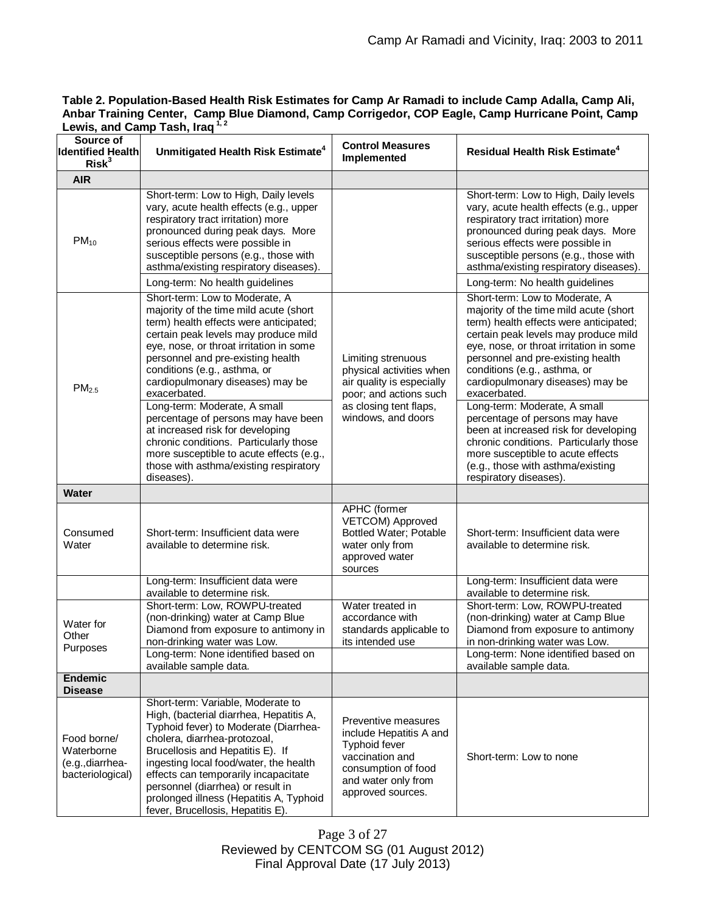**Table 2. Population-Based Health Risk Estimates for Camp Ar Ramadi to include Camp Adalla, Camp Ali, Anbar Training Center, Camp Blue Diamond, Camp Corrigedor, COP Eagle, Camp Hurricane Point, Camp Lewis, and Camp Tash, Iraq [1, 2]**

| Source of Identified Health Risk[3] | Unmitigated Health Risk Estimate[4] | Control Measures Implemented | Residual Health Risk Estimate[4] |
|---|---|---|---|
| **AIR** | | | |
| $PM_{10}$ | Short-term: Low to High, Daily levels vary, acute health effects (e.g., upper respiratory tract irritation) more pronounced during peak days. More serious effects were possible in susceptible persons (e.g., those with asthma/existing respiratory diseases). | | Short-term: Low to High, Daily levels vary, acute health effects (e.g., upper respiratory tract irritation) more pronounced during peak days. More serious effects were possible in susceptible persons (e.g., those with asthma/existing respiratory diseases). |
| | Long-term: No health guidelines | | Long-term: No health guidelines |
| $PM_{2.5}$ | Short-term: Low to Moderate, A majority of the time mild acute (short term) health effects were anticipated; certain peak levels may produce mild eye, nose, or throat irritation in some personnel and pre-existing health conditions (e.g., asthma, or cardiopulmonary diseases) may be exacerbated. | Limiting strenuous physical activities when air quality is especially poor; and actions such as closing tent flaps, windows, and doors | Short-term: Low to Moderate, A majority of the time mild acute (short term) health effects were anticipated; certain peak levels may produce mild eye, nose, or throat irritation in some personnel and pre-existing health conditions (e.g., asthma, or cardiopulmonary diseases) may be exacerbated. |
| | Long-term: Moderate, A small percentage of persons may have been at increased risk for developing chronic conditions. Particularly those more susceptible to acute effects (e.g., those with asthma/existing respiratory diseases). | | Long-term: Moderate, A small percentage of persons may have been at increased risk for developing chronic conditions. Particularly those more susceptible to acute effects (e.g., those with asthma/existing respiratory diseases). |
| **Water** | | | |
| Consumed Water | Short-term: Insufficient data were available to determine risk. | APHC (former VETCOM) Approved Bottled Water; Potable water only from approved water sources | Short-term: Insufficient data were available to determine risk. |
| | Long-term: Insufficient data were available to determine risk. | | Long-term: Insufficient data were available to determine risk. |
| Water for Other Purposes | Short-term: Low, ROWPU-treated (non-drinking) water at Camp Blue Diamond from exposure to antimony in non-drinking water was Low. | Water treated in accordance with standards applicable to its intended use | Short-term: Low, ROWPU-treated (non-drinking) water at Camp Blue Diamond from exposure to antimony in non-drinking water was Low. |
| | Long-term: None identified based on available sample data. | | Long-term: None identified based on available sample data. |
| **Endemic Disease** | | | |
| Food borne/ Waterborne (e.g.,diarrhea-bacteriological) | Short-term: Variable, Moderate to High, (bacterial diarrhea, Hepatitis A, Typhoid fever) to Moderate (Diarrhea-cholera, diarrhea-protozoal, Brucellosis and Hepatitis E). If ingesting local food/water, the health effects can temporarily incapacitate personnel (diarrhea) or result in prolonged illness (Hepatitis A, Typhoid fever, Brucellosis, Hepatitis E). | Preventive measures include Hepatitis A and Typhoid fever vaccination and consumption of food and water only from approved sources. | Short-term: Low to none |

Reviewed by CENTCOM SG (01 August 2012)
Final Approval Date (17 July 2013)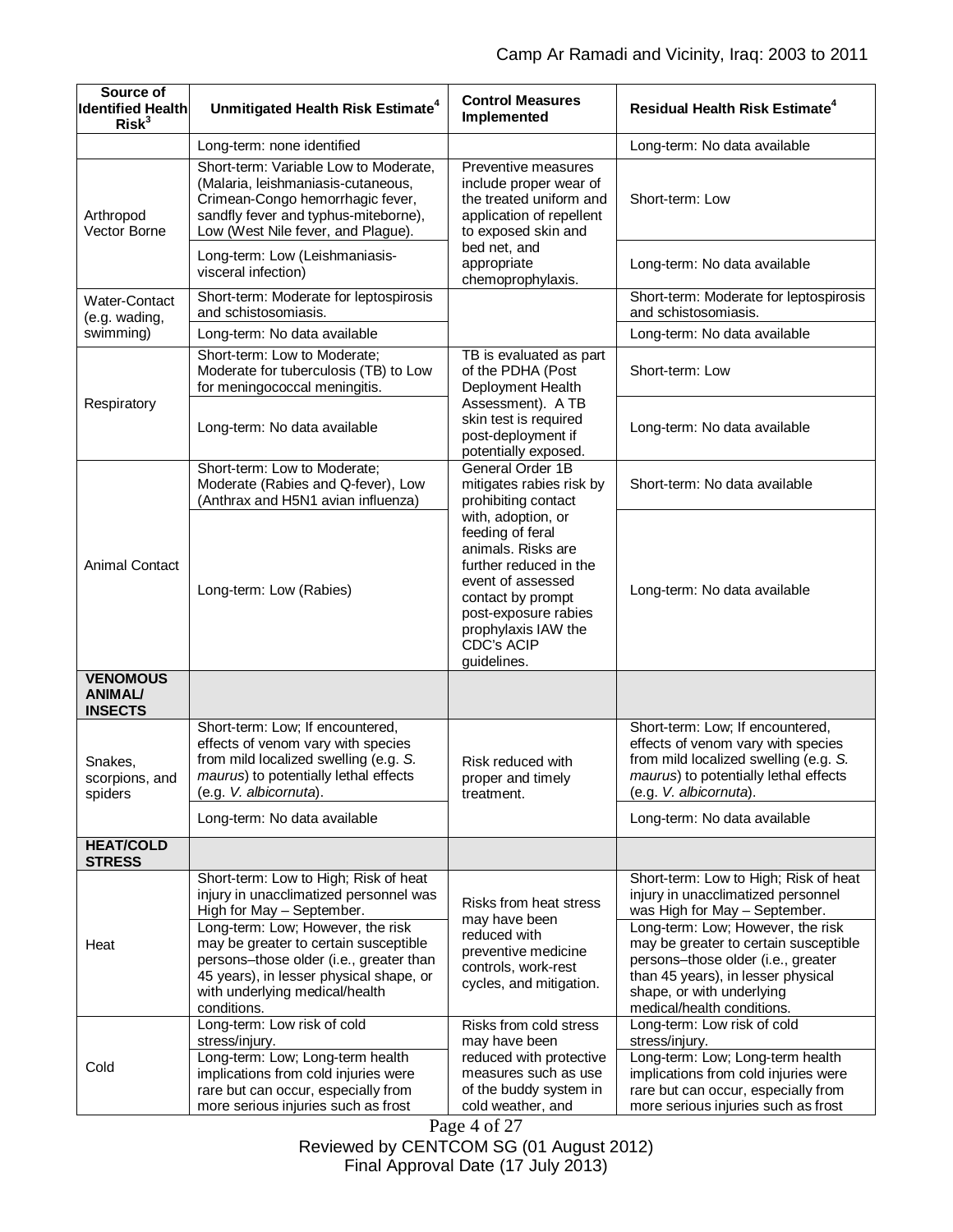| Source of Identified Health Risk[3] | Unmitigated Health Risk Estimate[4] | Control Measures Implemented | Residual Health Risk Estimate[4] |
|---|---|---|---|
| | Long-term: none identified | | Long-term: No data available |
| Arthropod Vector Borne | Short-term: Variable Low to Moderate, (Malaria, leishmaniasis-cutaneous, Crimean-Congo hemorrhagic fever, sandfly fever and typhus-miteborne), Low (West Nile fever, and Plague). | Preventive measures include proper wear of the treated uniform and application of repellent to exposed skin and bed net, and appropriate chemoprophylaxis. | Short-term: Low |
| | Long-term: Low (Leishmaniasis-visceral infection) | | Long-term: No data available |
| Water-Contact (e.g. wading, swimming) | Short-term: Moderate for leptospirosis and schistosomiasis. | | Short-term: Moderate for leptospirosis and schistosomiasis. |
| | Long-term: No data available | | Long-term: No data available |
| Respiratory | Short-term: Low to Moderate; Moderate for tuberculosis (TB) to Low for meningococcal meningitis. | TB is evaluated as part of the PDHA (Post Deployment Health Assessment). A TB skin test is required post-deployment if potentially exposed. | Short-term: Low |
| | Long-term: No data available | | Long-term: No data available |
| Animal Contact | Short-term: Low to Moderate; Moderate (Rabies and Q-fever), Low (Anthrax and H5N1 avian influenza) | General Order 1B mitigates rabies risk by prohibiting contact with, adoption, or feeding of feral animals. Risks are further reduced in the event of assessed contact by prompt post-exposure rabies prophylaxis IAW the CDC's ACIP guidelines. | Short-term: No data available |
| | Long-term: Low (Rabies) | | Long-term: No data available |
| **VENOMOUS ANIMAL/ INSECTS** | | | |
| Snakes, scorpions, and spiders | Short-term: Low; If encountered, effects of venom vary with species from mild localized swelling (e.g. *S. maurus*) to potentially lethal effects (e.g. *V. albicornuta*). | Risk reduced with proper and timely treatment. | Short-term: Low; If encountered, effects of venom vary with species from mild localized swelling (e.g. *S. maurus*) to potentially lethal effects (e.g. *V. albicornuta*). |
| | Long-term: No data available | | Long-term: No data available |
| **HEAT/COLD STRESS** | | | |
| Heat | Short-term: Low to High; Risk of heat injury in unacclimatized personnel was High for May – September. | Risks from heat stress may have been reduced with preventive medicine controls, work-rest cycles, and mitigation. | Short-term: Low to High; Risk of heat injury in unacclimatized personnel was High for May – September. |
| | Long-term: Low; However, the risk may be greater to certain susceptible persons–those older (i.e., greater than 45 years), in lesser physical shape, or with underlying medical/health conditions. | | Long-term: Low; However, the risk may be greater to certain susceptible persons–those older (i.e., greater than 45 years), in lesser physical shape, or with underlying medical/health conditions. |
| Cold | Long-term: Low risk of cold stress/injury. | Risks from cold stress may have been reduced with protective measures such as use of the buddy system in cold weather, and | Long-term: Low risk of cold stress/injury. |
| | Long-term: Low; Long-term health implications from cold injuries were rare but can occur, especially from more serious injuries such as frost | | Long-term: Low; Long-term health implications from cold injuries were rare but can occur, especially from more serious injuries such as frost |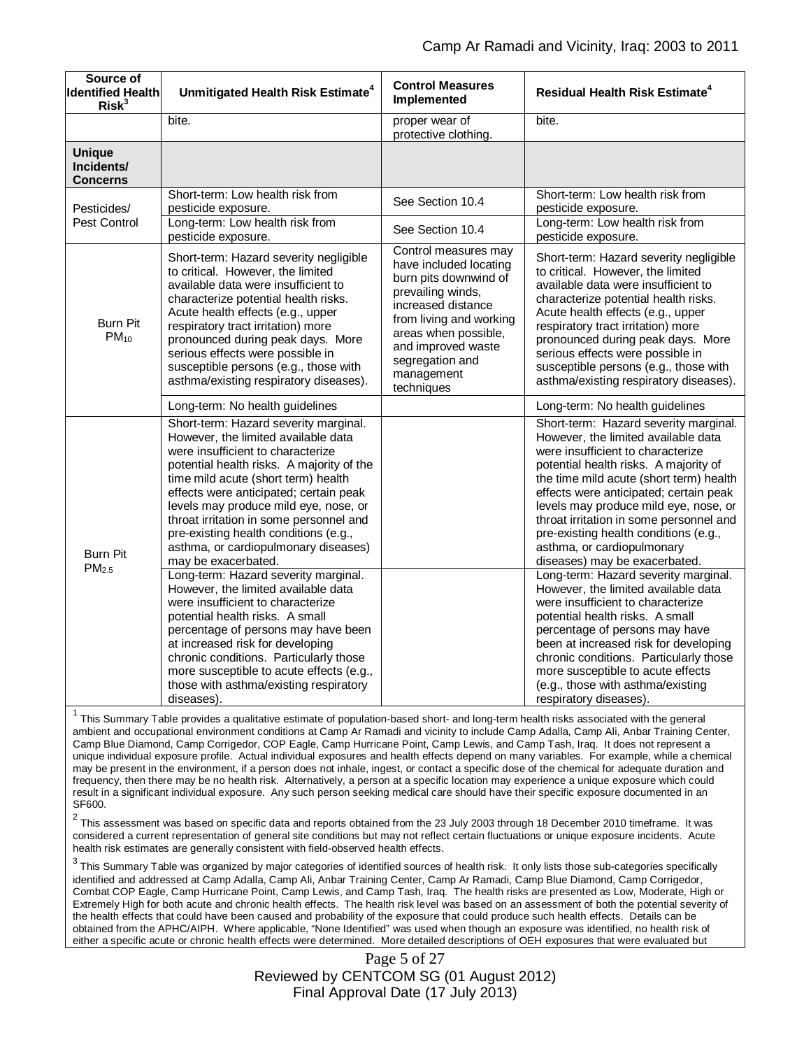| Source of Identified Health Risk[3] | Unmitigated Health Risk Estimate[4] | Control Measures Implemented | Residual Health Risk Estimate[4] |
|---|---|---|---|
| | bite. | proper wear of protective clothing. | bite. |
| **Unique Incidents/ Concerns** | | | |
| Pesticides/ Pest Control | Short-term: Low health risk from pesticide exposure. | See Section 10.4 | Short-term: Low health risk from pesticide exposure. |
| | Long-term: Low health risk from pesticide exposure. | See Section 10.4 | Long-term: Low health risk from pesticide exposure. |
| Burn Pit $PM_{10}$ | Short-term: Hazard severity negligible to critical. However, the limited available data were insufficient to characterize potential health risks. Acute health effects (e.g., upper respiratory tract irritation) more pronounced during peak days. More serious effects were possible in susceptible persons (e.g., those with asthma/existing respiratory diseases). | Control measures may have included locating burn pits downwind of prevailing winds, increased distance from living and working areas when possible, and improved waste segregation and management techniques | Short-term: Hazard severity negligible to critical. However, the limited available data were insufficient to characterize potential health risks. Acute health effects (e.g., upper respiratory tract irritation) more pronounced during peak days. More serious effects were possible in susceptible persons (e.g., those with asthma/existing respiratory diseases). |
| | Long-term: No health guidelines | | Long-term: No health guidelines |
| Burn Pit $PM_{2.5}$ | Short-term: Hazard severity marginal. However, the limited available data were insufficient to characterize potential health risks. A majority of the time mild acute (short term) health effects were anticipated; certain peak levels may produce mild eye, nose, or throat irritation in some personnel and pre-existing health conditions (e.g., asthma, or cardiopulmonary diseases) may be exacerbated. | | Short-term: Hazard severity marginal. However, the limited available data were insufficient to characterize potential health risks. A majority of the time mild acute (short term) health effects were anticipated; certain peak levels may produce mild eye, nose, or throat irritation in some personnel and pre-existing health conditions (e.g., asthma, or cardiopulmonary diseases) may be exacerbated. |
| | Long-term: Hazard severity marginal. However, the limited available data were insufficient to characterize potential health risks. A small percentage of persons may have been at increased risk for developing chronic conditions. Particularly those more susceptible to acute effects (e.g., those with asthma/existing respiratory diseases). | | Long-term: Hazard severity marginal. However, the limited available data were insufficient to characterize potential health risks. A small percentage of persons may have been at increased risk for developing chronic conditions. Particularly those more susceptible to acute effects (e.g., those with asthma/existing respiratory diseases). |

[1] This Summary Table provides a qualitative estimate of population-based short- and long-term health risks associated with the general ambient and occupational environment conditions at Camp Ar Ramadi and vicinity to include Camp Adalla, Camp Ali, Anbar Training Center, Camp Blue Diamond, Camp Corrigedor, COP Eagle, Camp Hurricane Point, Camp Lewis, and Camp Tash, Iraq. It does not represent a unique individual exposure profile. Actual individual exposures and health effects depend on many variables. For example, while a chemical may be present in the environment, if a person does not inhale, ingest, or contact a specific dose of the chemical for adequate duration and frequency, then there may be no health risk. Alternatively, a person at a specific location may experience a unique exposure which could result in a significant individual exposure. Any such person seeking medical care should have their specific exposure documented in an SF600.

[2] This assessment was based on specific data and reports obtained from the 23 July 2003 through 18 December 2010 timeframe. It was considered a current representation of general site conditions but may not reflect certain fluctuations or unique exposure incidents. Acute health risk estimates are generally consistent with field-observed health effects.

[3] This Summary Table was organized by major categories of identified sources of health risk. It only lists those sub-categories specifically identified and addressed at Camp Adalla, Camp Ali, Anbar Training Center, Camp Ar Ramadi, Camp Blue Diamond, Camp Corrigedor, Combat COP Eagle, Camp Hurricane Point, Camp Lewis, and Camp Tash, Iraq. The health risks are presented as Low, Moderate, High or Extremely High for both acute and chronic health effects. The health risk level was based on an assessment of both the potential severity of the health effects that could have been caused and probability of the exposure that could produce such health effects. Details can be obtained from the APHC/AIPH. Where applicable, "None Identified" was used when though an exposure was identified, no health risk of either a specific acute or chronic health effects were determined. More detailed descriptions of OEH exposures that were evaluated but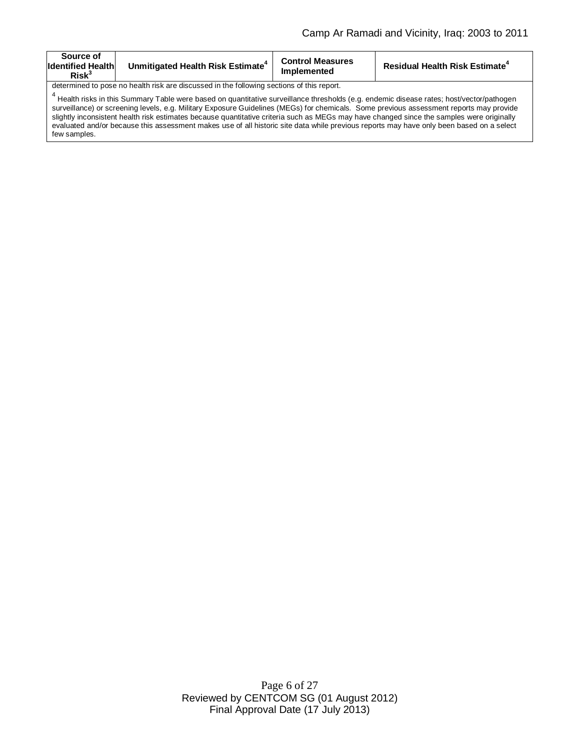| Source of Identified Health Risk[3] | Unmitigated Health Risk Estimate[4] | Control Measures Implemented | Residual Health Risk Estimate[4] |
|---|---|---|---|

determined to pose no health risk are discussed in the following sections of this report.

[4] Health risks in this Summary Table were based on quantitative surveillance thresholds (e.g. endemic disease rates; host/vector/pathogen surveillance) or screening levels, e.g. Military Exposure Guidelines (MEGs) for chemicals. Some previous assessment reports may provide slightly inconsistent health risk estimates because quantitative criteria such as MEGs may have changed since the samples were originally evaluated and/or because this assessment makes use of all historic site data while previous reports may have only been based on a select few samples.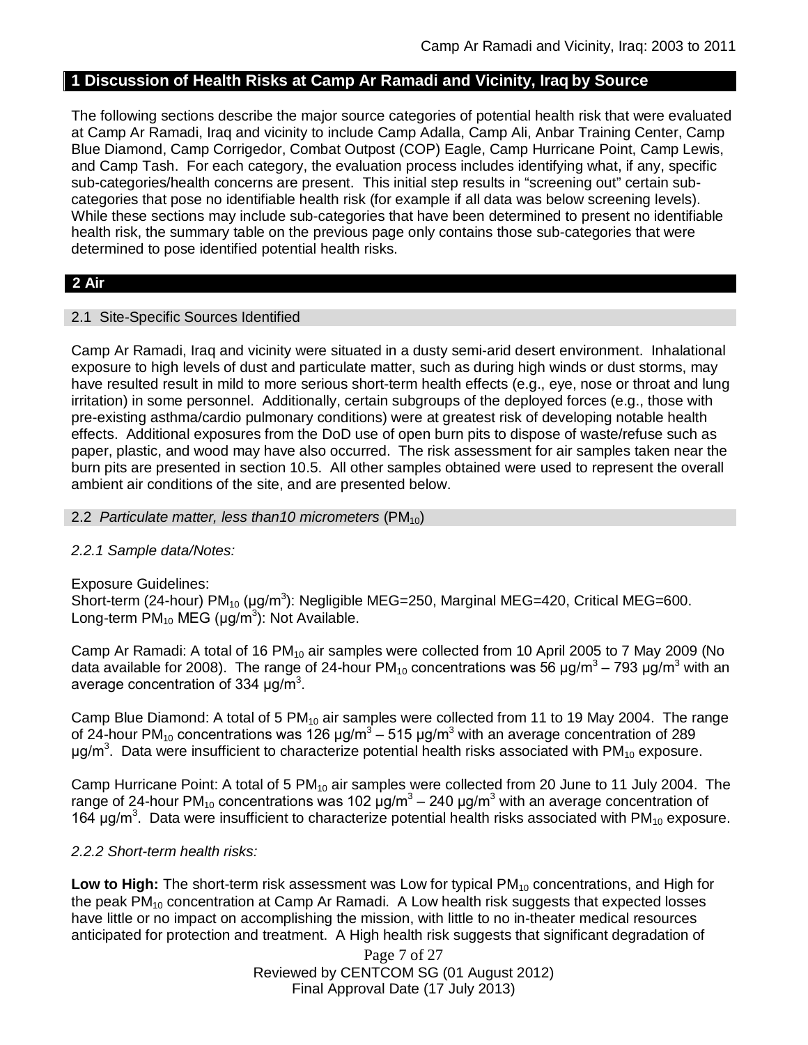## 1 Discussion of Health Risks at Camp Ar Ramadi and Vicinity, Iraq by Source

The following sections describe the major source categories of potential health risk that were evaluated at Camp Ar Ramadi, Iraq and vicinity to include Camp Adalla, Camp Ali, Anbar Training Center, Camp Blue Diamond, Camp Corrigedor, Combat Outpost (COP) Eagle, Camp Hurricane Point, Camp Lewis, and Camp Tash. For each category, the evaluation process includes identifying what, if any, specific sub-categories/health concerns are present. This initial step results in "screening out" certain sub-categories that pose no identifiable health risk (for example if all data was below screening levels). While these sections may include sub-categories that have been determined to present no identifiable health risk, the summary table on the previous page only contains those sub-categories that were determined to pose identified potential health risks.

## 2 Air

### 2.1 Site-Specific Sources Identified

Camp Ar Ramadi, Iraq and vicinity were situated in a dusty semi-arid desert environment. Inhalational exposure to high levels of dust and particulate matter, such as during high winds or dust storms, may have resulted result in mild to more serious short-term health effects (e.g., eye, nose or throat and lung irritation) in some personnel. Additionally, certain subgroups of the deployed forces (e.g., those with pre-existing asthma/cardio pulmonary conditions) were at greatest risk of developing notable health effects. Additional exposures from the DoD use of open burn pits to dispose of waste/refuse such as paper, plastic, and wood may have also occurred. The risk assessment for air samples taken near the burn pits are presented in section 10.5. All other samples obtained were used to represent the overall ambient air conditions of the site, and are presented below.

### 2.2 *Particulate matter, less than10 micrometers* ($PM_{10}$)

#### *2.2.1 Sample data/Notes:*

Exposure Guidelines:
Short-term (24-hour) $PM_{10}$ (µg/m$^3$): Negligible MEG=250, Marginal MEG=420, Critical MEG=600.
Long-term $PM_{10}$ MEG (µg/m$^3$): Not Available.

Camp Ar Ramadi: A total of 16 $PM_{10}$ air samples were collected from 10 April 2005 to 7 May 2009 (No data available for 2008). The range of 24-hour $PM_{10}$ concentrations was 56 µg/m$^3$ – 793 µg/m$^3$ with an average concentration of 334 µg/m$^3$.

Camp Blue Diamond: A total of 5 $PM_{10}$ air samples were collected from 11 to 19 May 2004. The range of 24-hour $PM_{10}$ concentrations was 126 µg/m$^3$ – 515 µg/m$^3$ with an average concentration of 289 µg/m$^3$. Data were insufficient to characterize potential health risks associated with $PM_{10}$ exposure.

Camp Hurricane Point: A total of 5 $PM_{10}$ air samples were collected from 20 June to 11 July 2004. The range of 24-hour $PM_{10}$ concentrations was 102 µg/m$^3$ – 240 µg/m$^3$ with an average concentration of 164 µg/m$^3$. Data were insufficient to characterize potential health risks associated with $PM_{10}$ exposure.

#### *2.2.2 Short-term health risks:*

**Low to High:** The short-term risk assessment was Low for typical $PM_{10}$ concentrations, and High for the peak $PM_{10}$ concentration at Camp Ar Ramadi. A Low health risk suggests that expected losses have little or no impact on accomplishing the mission, with little to no in-theater medical resources anticipated for protection and treatment. A High health risk suggests that significant degradation of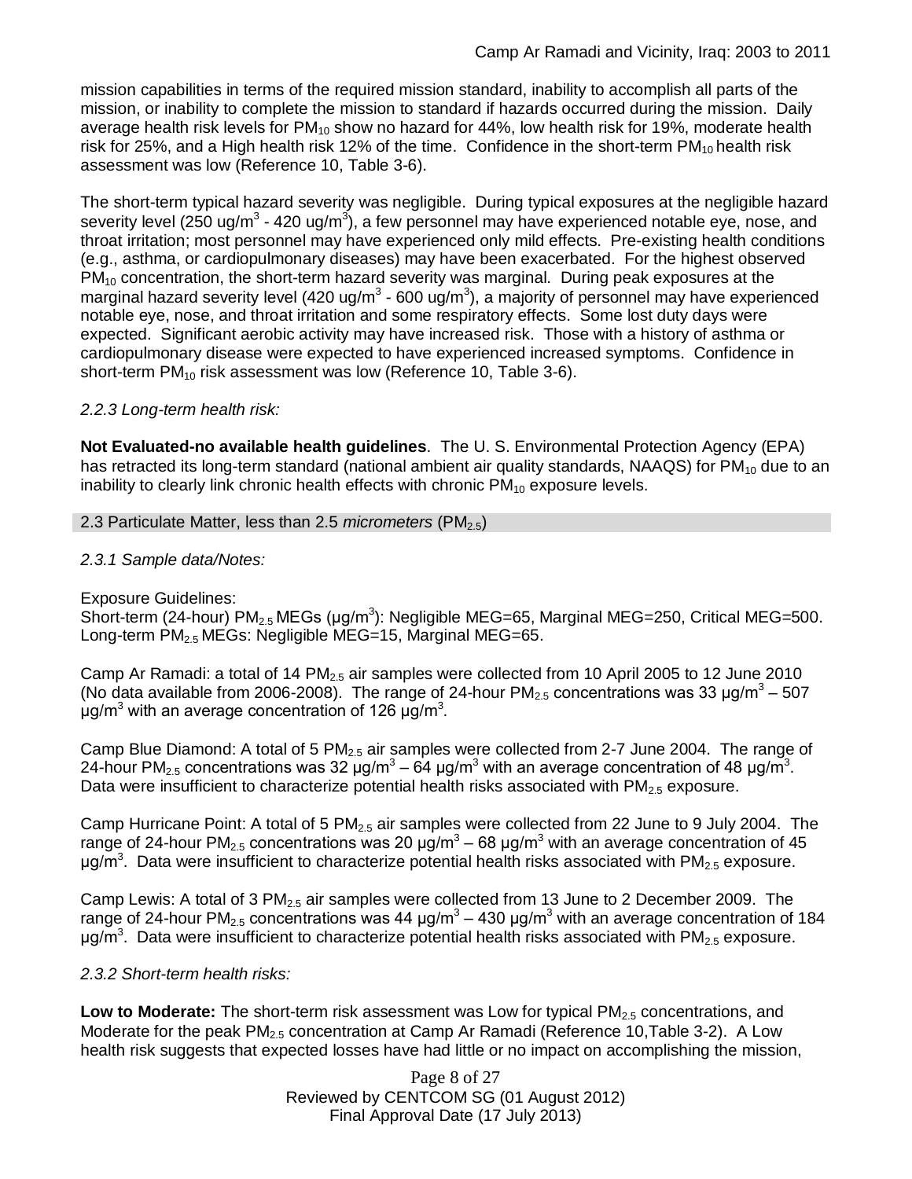mission capabilities in terms of the required mission standard, inability to accomplish all parts of the mission, or inability to complete the mission to standard if hazards occurred during the mission. Daily average health risk levels for $PM_{10}$ show no hazard for 44%, low health risk for 19%, moderate health risk for 25%, and a High health risk 12% of the time. Confidence in the short-term $PM_{10}$ health risk assessment was low (Reference 10, Table 3-6).

The short-term typical hazard severity was negligible. During typical exposures at the negligible hazard severity level (250 ug/m$^3$ - 420 ug/m$^3$), a few personnel may have experienced notable eye, nose, and throat irritation; most personnel may have experienced only mild effects. Pre-existing health conditions (e.g., asthma, or cardiopulmonary diseases) may have been exacerbated. For the highest observed $PM_{10}$ concentration, the short-term hazard severity was marginal. During peak exposures at the marginal hazard severity level (420 ug/m$^3$ - 600 ug/m$^3$), a majority of personnel may have experienced notable eye, nose, and throat irritation and some respiratory effects. Some lost duty days were expected. Significant aerobic activity may have increased risk. Those with a history of asthma or cardiopulmonary disease were expected to have experienced increased symptoms. Confidence in short-term $PM_{10}$ risk assessment was low (Reference 10, Table 3-6).

*2.2.3 Long-term health risk:*

**Not Evaluated-no available health guidelines**. The U. S. Environmental Protection Agency (EPA) has retracted its long-term standard (national ambient air quality standards, NAAQS) for $PM_{10}$ due to an inability to clearly link chronic health effects with chronic $PM_{10}$ exposure levels.

## 2.3 Particulate Matter, less than 2.5 *micrometers* ($PM_{2.5}$)

*2.3.1 Sample data/Notes:*

Exposure Guidelines:
Short-term (24-hour) $PM_{2.5}$ MEGs (µg/m$^3$): Negligible MEG=65, Marginal MEG=250, Critical MEG=500.
Long-term $PM_{2.5}$ MEGs: Negligible MEG=15, Marginal MEG=65.

Camp Ar Ramadi: a total of 14 $PM_{2.5}$ air samples were collected from 10 April 2005 to 12 June 2010 (No data available from 2006-2008). The range of 24-hour $PM_{2.5}$ concentrations was 33 µg/m$^3$ – 507 µg/m$^3$ with an average concentration of 126 µg/m$^3$.

Camp Blue Diamond: A total of 5 $PM_{2.5}$ air samples were collected from 2-7 June 2004. The range of 24-hour $PM_{2.5}$ concentrations was 32 µg/m$^3$ – 64 µg/m$^3$ with an average concentration of 48 µg/m$^3$. Data were insufficient to characterize potential health risks associated with $PM_{2.5}$ exposure.

Camp Hurricane Point: A total of 5 $PM_{2.5}$ air samples were collected from 22 June to 9 July 2004. The range of 24-hour $PM_{2.5}$ concentrations was 20 µg/m$^3$ – 68 µg/m$^3$ with an average concentration of 45 µg/m$^3$. Data were insufficient to characterize potential health risks associated with $PM_{2.5}$ exposure.

Camp Lewis: A total of 3 $PM_{2.5}$ air samples were collected from 13 June to 2 December 2009. The range of 24-hour $PM_{2.5}$ concentrations was 44 µg/m$^3$ – 430 µg/m$^3$ with an average concentration of 184 µg/m$^3$. Data were insufficient to characterize potential health risks associated with $PM_{2.5}$ exposure.

*2.3.2 Short-term health risks:*

**Low to Moderate:** The short-term risk assessment was Low for typical $PM_{2.5}$ concentrations, and Moderate for the peak $PM_{2.5}$ concentration at Camp Ar Ramadi (Reference 10,Table 3-2). A Low health risk suggests that expected losses have had little or no impact on accomplishing the mission,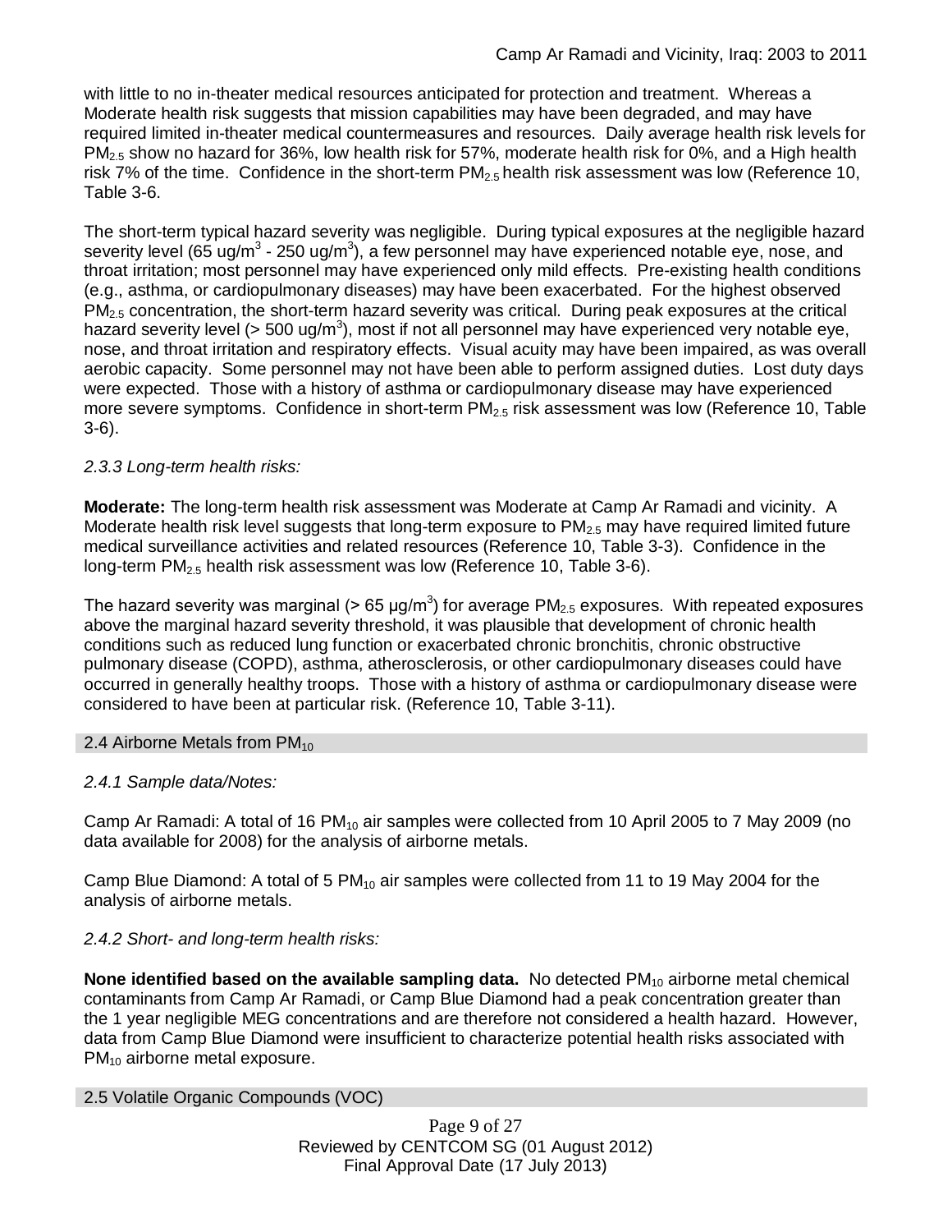with little to no in-theater medical resources anticipated for protection and treatment. Whereas a Moderate health risk suggests that mission capabilities may have been degraded, and may have required limited in-theater medical countermeasures and resources. Daily average health risk levels for $PM_{2.5}$ show no hazard for 36%, low health risk for 57%, moderate health risk for 0%, and a High health risk 7% of the time. Confidence in the short-term $PM_{2.5}$ health risk assessment was low (Reference 10, Table 3-6.

The short-term typical hazard severity was negligible. During typical exposures at the negligible hazard severity level (65 ug/m$^3$ - 250 ug/m$^3$), a few personnel may have experienced notable eye, nose, and throat irritation; most personnel may have experienced only mild effects. Pre-existing health conditions (e.g., asthma, or cardiopulmonary diseases) may have been exacerbated. For the highest observed $PM_{2.5}$ concentration, the short-term hazard severity was critical. During peak exposures at the critical hazard severity level (> 500 ug/m$^3$), most if not all personnel may have experienced very notable eye, nose, and throat irritation and respiratory effects. Visual acuity may have been impaired, as was overall aerobic capacity. Some personnel may not have been able to perform assigned duties. Lost duty days were expected. Those with a history of asthma or cardiopulmonary disease may have experienced more severe symptoms. Confidence in short-term $PM_{2.5}$ risk assessment was low (Reference 10, Table 3-6).

### *2.3.3 Long-term health risks:*

**Moderate:** The long-term health risk assessment was Moderate at Camp Ar Ramadi and vicinity. A Moderate health risk level suggests that long-term exposure to $PM_{2.5}$ may have required limited future medical surveillance activities and related resources (Reference 10, Table 3-3). Confidence in the long-term $PM_{2.5}$ health risk assessment was low (Reference 10, Table 3-6).

The hazard severity was marginal (> 65 μg/m$^3$) for average $PM_{2.5}$ exposures. With repeated exposures above the marginal hazard severity threshold, it was plausible that development of chronic health conditions such as reduced lung function or exacerbated chronic bronchitis, chronic obstructive pulmonary disease (COPD), asthma, atherosclerosis, or other cardiopulmonary diseases could have occurred in generally healthy troops. Those with a history of asthma or cardiopulmonary disease were considered to have been at particular risk. (Reference 10, Table 3-11).

## 2.4 Airborne Metals from $PM_{10}$

### *2.4.1 Sample data/Notes:*

Camp Ar Ramadi: A total of 16 $PM_{10}$ air samples were collected from 10 April 2005 to 7 May 2009 (no data available for 2008) for the analysis of airborne metals.

Camp Blue Diamond: A total of 5 $PM_{10}$ air samples were collected from 11 to 19 May 2004 for the analysis of airborne metals.

### *2.4.2 Short- and long-term health risks:*

**None identified based on the available sampling data.** No detected $PM_{10}$ airborne metal chemical contaminants from Camp Ar Ramadi, or Camp Blue Diamond had a peak concentration greater than the 1 year negligible MEG concentrations and are therefore not considered a health hazard. However, data from Camp Blue Diamond were insufficient to characterize potential health risks associated with $PM_{10}$ airborne metal exposure.

## 2.5 Volatile Organic Compounds (VOC)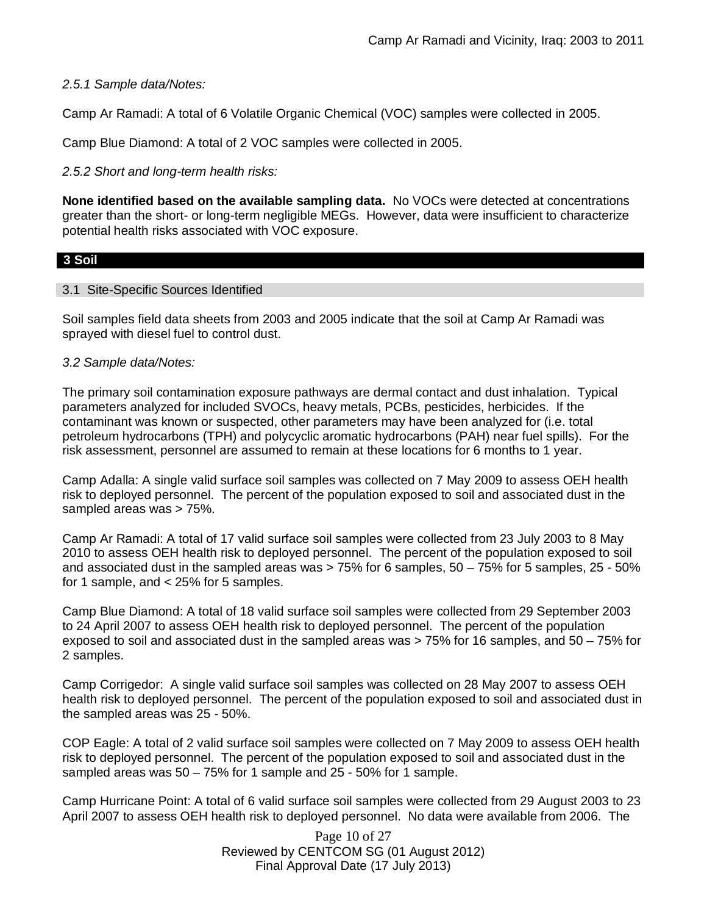*2.5.1 Sample data/Notes:*

Camp Ar Ramadi: A total of 6 Volatile Organic Chemical (VOC) samples were collected in 2005.

Camp Blue Diamond: A total of 2 VOC samples were collected in 2005.

*2.5.2 Short and long-term health risks:*

**None identified based on the available sampling data.** No VOCs were detected at concentrations greater than the short- or long-term negligible MEGs. However, data were insufficient to characterize potential health risks associated with VOC exposure.

## 3 Soil

### 3.1 Site-Specific Sources Identified

Soil samples field data sheets from 2003 and 2005 indicate that the soil at Camp Ar Ramadi was sprayed with diesel fuel to control dust.

*3.2 Sample data/Notes:*

The primary soil contamination exposure pathways are dermal contact and dust inhalation. Typical parameters analyzed for included SVOCs, heavy metals, PCBs, pesticides, herbicides. If the contaminant was known or suspected, other parameters may have been analyzed for (i.e. total petroleum hydrocarbons (TPH) and polycyclic aromatic hydrocarbons (PAH) near fuel spills). For the risk assessment, personnel are assumed to remain at these locations for 6 months to 1 year.

Camp Adalla: A single valid surface soil samples was collected on 7 May 2009 to assess OEH health risk to deployed personnel. The percent of the population exposed to soil and associated dust in the sampled areas was > 75%.

Camp Ar Ramadi: A total of 17 valid surface soil samples were collected from 23 July 2003 to 8 May 2010 to assess OEH health risk to deployed personnel. The percent of the population exposed to soil and associated dust in the sampled areas was > 75% for 6 samples, 50 – 75% for 5 samples, 25 - 50% for 1 sample, and < 25% for 5 samples.

Camp Blue Diamond: A total of 18 valid surface soil samples were collected from 29 September 2003 to 24 April 2007 to assess OEH health risk to deployed personnel. The percent of the population exposed to soil and associated dust in the sampled areas was > 75% for 16 samples, and 50 – 75% for 2 samples.

Camp Corrigedor: A single valid surface soil samples was collected on 28 May 2007 to assess OEH health risk to deployed personnel. The percent of the population exposed to soil and associated dust in the sampled areas was 25 - 50%.

COP Eagle: A total of 2 valid surface soil samples were collected on 7 May 2009 to assess OEH health risk to deployed personnel. The percent of the population exposed to soil and associated dust in the sampled areas was 50 – 75% for 1 sample and 25 - 50% for 1 sample.

Camp Hurricane Point: A total of 6 valid surface soil samples were collected from 29 August 2003 to 23 April 2007 to assess OEH health risk to deployed personnel. No data were available from 2006. The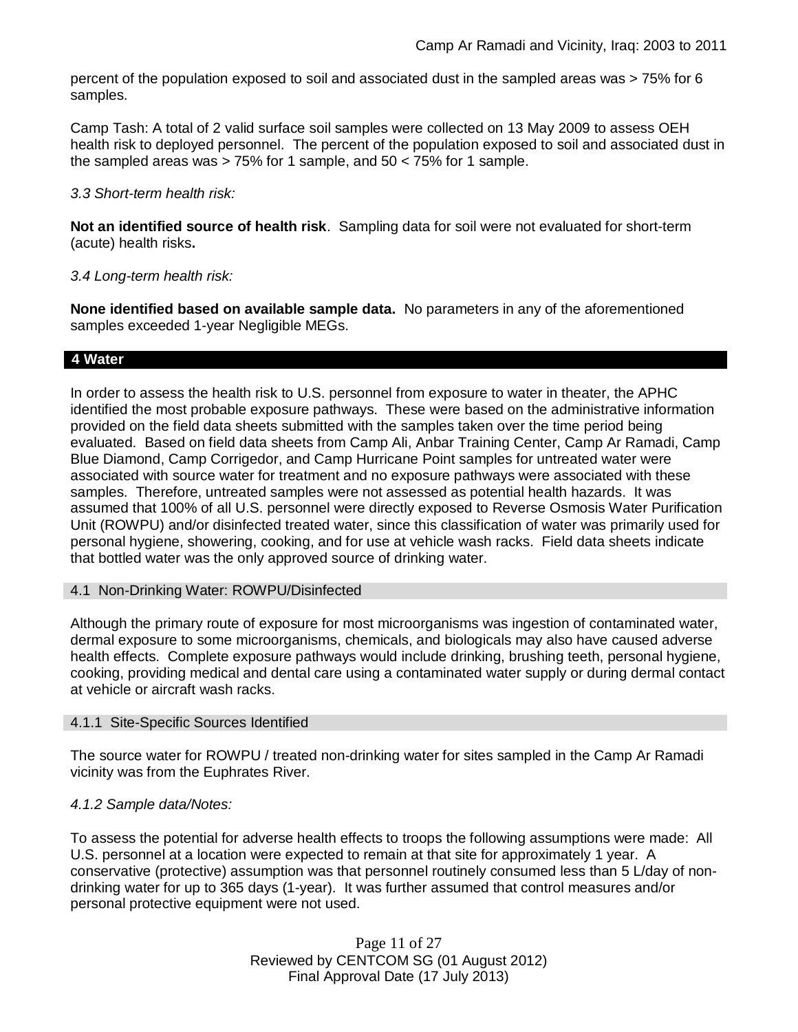percent of the population exposed to soil and associated dust in the sampled areas was > 75% for 6 samples.

Camp Tash: A total of 2 valid surface soil samples were collected on 13 May 2009 to assess OEH health risk to deployed personnel. The percent of the population exposed to soil and associated dust in the sampled areas was > 75% for 1 sample, and 50 < 75% for 1 sample.

*3.3 Short-term health risk:*

**Not an identified source of health risk**. Sampling data for soil were not evaluated for short-term (acute) health risks**.**

*3.4 Long-term health risk:*

**None identified based on available sample data.** No parameters in any of the aforementioned samples exceeded 1-year Negligible MEGs.

## 4 Water

In order to assess the health risk to U.S. personnel from exposure to water in theater, the APHC identified the most probable exposure pathways. These were based on the administrative information provided on the field data sheets submitted with the samples taken over the time period being evaluated. Based on field data sheets from Camp Ali, Anbar Training Center, Camp Ar Ramadi, Camp Blue Diamond, Camp Corrigedor, and Camp Hurricane Point samples for untreated water were associated with source water for treatment and no exposure pathways were associated with these samples. Therefore, untreated samples were not assessed as potential health hazards. It was assumed that 100% of all U.S. personnel were directly exposed to Reverse Osmosis Water Purification Unit (ROWPU) and/or disinfected treated water, since this classification of water was primarily used for personal hygiene, showering, cooking, and for use at vehicle wash racks. Field data sheets indicate that bottled water was the only approved source of drinking water.

### 4.1 Non-Drinking Water: ROWPU/Disinfected

Although the primary route of exposure for most microorganisms was ingestion of contaminated water, dermal exposure to some microorganisms, chemicals, and biologicals may also have caused adverse health effects. Complete exposure pathways would include drinking, brushing teeth, personal hygiene, cooking, providing medical and dental care using a contaminated water supply or during dermal contact at vehicle or aircraft wash racks.

### 4.1.1 Site-Specific Sources Identified

The source water for ROWPU / treated non-drinking water for sites sampled in the Camp Ar Ramadi vicinity was from the Euphrates River.

*4.1.2 Sample data/Notes:*

To assess the potential for adverse health effects to troops the following assumptions were made: All U.S. personnel at a location were expected to remain at that site for approximately 1 year. A conservative (protective) assumption was that personnel routinely consumed less than 5 L/day of non-drinking water for up to 365 days (1-year). It was further assumed that control measures and/or personal protective equipment were not used.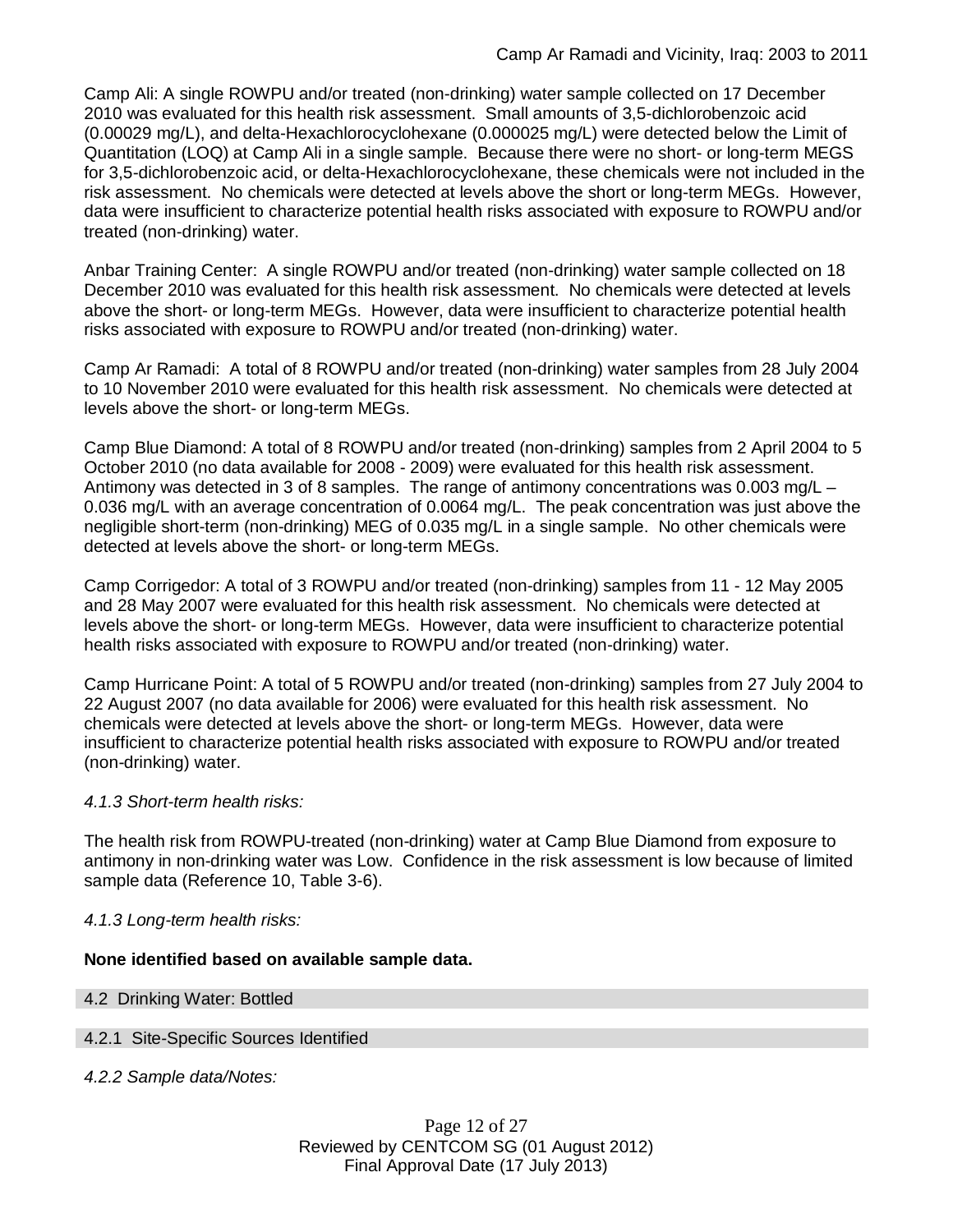Camp Ali: A single ROWPU and/or treated (non-drinking) water sample collected on 17 December 2010 was evaluated for this health risk assessment. Small amounts of 3,5-dichlorobenzoic acid (0.00029 mg/L), and delta-Hexachlorocyclohexane (0.000025 mg/L) were detected below the Limit of Quantitation (LOQ) at Camp Ali in a single sample. Because there were no short- or long-term MEGS for 3,5-dichlorobenzoic acid, or delta-Hexachlorocyclohexane, these chemicals were not included in the risk assessment. No chemicals were detected at levels above the short or long-term MEGs. However, data were insufficient to characterize potential health risks associated with exposure to ROWPU and/or treated (non-drinking) water.

Anbar Training Center: A single ROWPU and/or treated (non-drinking) water sample collected on 18 December 2010 was evaluated for this health risk assessment. No chemicals were detected at levels above the short- or long-term MEGs. However, data were insufficient to characterize potential health risks associated with exposure to ROWPU and/or treated (non-drinking) water.

Camp Ar Ramadi: A total of 8 ROWPU and/or treated (non-drinking) water samples from 28 July 2004 to 10 November 2010 were evaluated for this health risk assessment. No chemicals were detected at levels above the short- or long-term MEGs.

Camp Blue Diamond: A total of 8 ROWPU and/or treated (non-drinking) samples from 2 April 2004 to 5 October 2010 (no data available for 2008 - 2009) were evaluated for this health risk assessment. Antimony was detected in 3 of 8 samples. The range of antimony concentrations was 0.003 mg/L – 0.036 mg/L with an average concentration of 0.0064 mg/L. The peak concentration was just above the negligible short-term (non-drinking) MEG of 0.035 mg/L in a single sample. No other chemicals were detected at levels above the short- or long-term MEGs.

Camp Corrigedor: A total of 3 ROWPU and/or treated (non-drinking) samples from 11 - 12 May 2005 and 28 May 2007 were evaluated for this health risk assessment. No chemicals were detected at levels above the short- or long-term MEGs. However, data were insufficient to characterize potential health risks associated with exposure to ROWPU and/or treated (non-drinking) water.

Camp Hurricane Point: A total of 5 ROWPU and/or treated (non-drinking) samples from 27 July 2004 to 22 August 2007 (no data available for 2006) were evaluated for this health risk assessment. No chemicals were detected at levels above the short- or long-term MEGs. However, data were insufficient to characterize potential health risks associated with exposure to ROWPU and/or treated (non-drinking) water.

*4.1.3 Short-term health risks:*

The health risk from ROWPU-treated (non-drinking) water at Camp Blue Diamond from exposure to antimony in non-drinking water was Low. Confidence in the risk assessment is low because of limited sample data (Reference 10, Table 3-6).

*4.1.3 Long-term health risks:*

**None identified based on available sample data.**

## 4.2 Drinking Water: Bottled

### 4.2.1 Site-Specific Sources Identified

*4.2.2 Sample data/Notes:*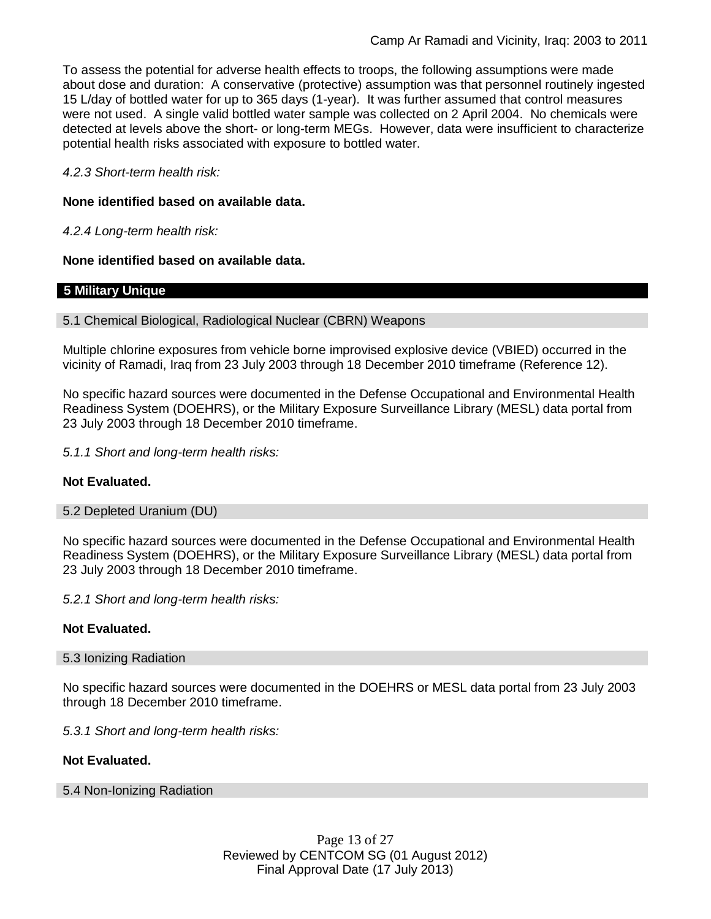To assess the potential for adverse health effects to troops, the following assumptions were made about dose and duration: A conservative (protective) assumption was that personnel routinely ingested 15 L/day of bottled water for up to 365 days (1-year). It was further assumed that control measures were not used. A single valid bottled water sample was collected on 2 April 2004. No chemicals were detected at levels above the short- or long-term MEGs. However, data were insufficient to characterize potential health risks associated with exposure to bottled water.

*4.2.3 Short-term health risk:*

**None identified based on available data.**

*4.2.4 Long-term health risk:*

**None identified based on available data.**

## 5 Military Unique

### 5.1 Chemical Biological, Radiological Nuclear (CBRN) Weapons

Multiple chlorine exposures from vehicle borne improvised explosive device (VBIED) occurred in the vicinity of Ramadi, Iraq from 23 July 2003 through 18 December 2010 timeframe (Reference 12).

No specific hazard sources were documented in the Defense Occupational and Environmental Health Readiness System (DOEHRS), or the Military Exposure Surveillance Library (MESL) data portal from 23 July 2003 through 18 December 2010 timeframe.

*5.1.1 Short and long-term health risks:*

**Not Evaluated.**

### 5.2 Depleted Uranium (DU)

No specific hazard sources were documented in the Defense Occupational and Environmental Health Readiness System (DOEHRS), or the Military Exposure Surveillance Library (MESL) data portal from 23 July 2003 through 18 December 2010 timeframe.

*5.2.1 Short and long-term health risks:*

**Not Evaluated.**

### 5.3 Ionizing Radiation

No specific hazard sources were documented in the DOEHRS or MESL data portal from 23 July 2003 through 18 December 2010 timeframe.

*5.3.1 Short and long-term health risks:*

**Not Evaluated.**

### 5.4 Non-Ionizing Radiation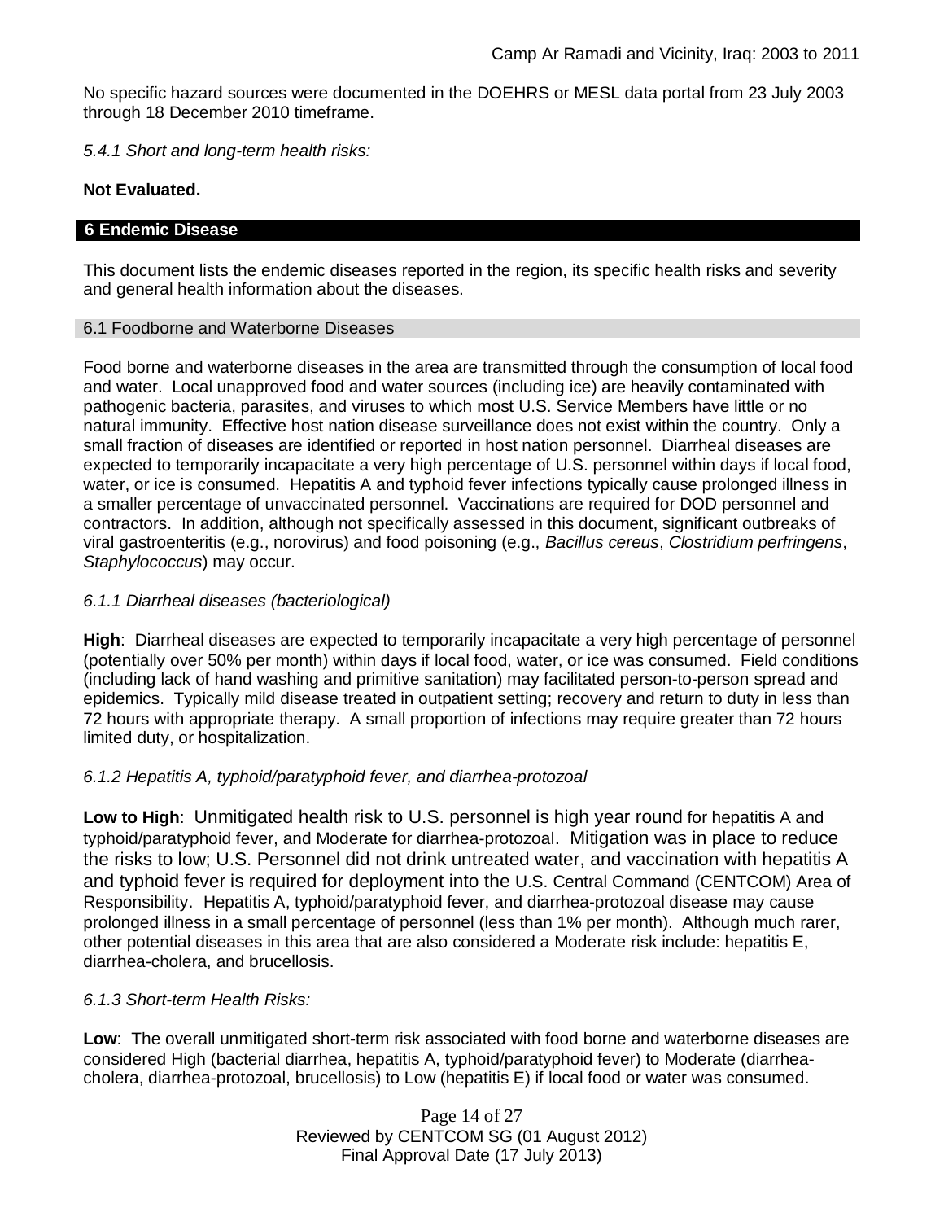No specific hazard sources were documented in the DOEHRS or MESL data portal from 23 July 2003 through 18 December 2010 timeframe.

*5.4.1 Short and long-term health risks:*

**Not Evaluated.**

## 6 Endemic Disease

This document lists the endemic diseases reported in the region, its specific health risks and severity and general health information about the diseases.

### 6.1 Foodborne and Waterborne Diseases

Food borne and waterborne diseases in the area are transmitted through the consumption of local food and water. Local unapproved food and water sources (including ice) are heavily contaminated with pathogenic bacteria, parasites, and viruses to which most U.S. Service Members have little or no natural immunity. Effective host nation disease surveillance does not exist within the country. Only a small fraction of diseases are identified or reported in host nation personnel. Diarrheal diseases are expected to temporarily incapacitate a very high percentage of U.S. personnel within days if local food, water, or ice is consumed. Hepatitis A and typhoid fever infections typically cause prolonged illness in a smaller percentage of unvaccinated personnel. Vaccinations are required for DOD personnel and contractors. In addition, although not specifically assessed in this document, significant outbreaks of viral gastroenteritis (e.g., norovirus) and food poisoning (e.g., *Bacillus cereus*, *Clostridium perfringens*, *Staphylococcus*) may occur.

*6.1.1 Diarrheal diseases (bacteriological)*

**High**: Diarrheal diseases are expected to temporarily incapacitate a very high percentage of personnel (potentially over 50% per month) within days if local food, water, or ice was consumed. Field conditions (including lack of hand washing and primitive sanitation) may facilitated person-to-person spread and epidemics. Typically mild disease treated in outpatient setting; recovery and return to duty in less than 72 hours with appropriate therapy. A small proportion of infections may require greater than 72 hours limited duty, or hospitalization.

*6.1.2 Hepatitis A, typhoid/paratyphoid fever, and diarrhea-protozoal*

**Low to High**: Unmitigated health risk to U.S. personnel is high year round for hepatitis A and typhoid/paratyphoid fever, and Moderate for diarrhea-protozoal. Mitigation was in place to reduce the risks to low; U.S. Personnel did not drink untreated water, and vaccination with hepatitis A and typhoid fever is required for deployment into the U.S. Central Command (CENTCOM) Area of Responsibility. Hepatitis A, typhoid/paratyphoid fever, and diarrhea-protozoal disease may cause prolonged illness in a small percentage of personnel (less than 1% per month). Although much rarer, other potential diseases in this area that are also considered a Moderate risk include: hepatitis E, diarrhea-cholera, and brucellosis.

*6.1.3 Short-term Health Risks:*

**Low**: The overall unmitigated short-term risk associated with food borne and waterborne diseases are considered High (bacterial diarrhea, hepatitis A, typhoid/paratyphoid fever) to Moderate (diarrhea-cholera, diarrhea-protozoal, brucellosis) to Low (hepatitis E) if local food or water was consumed.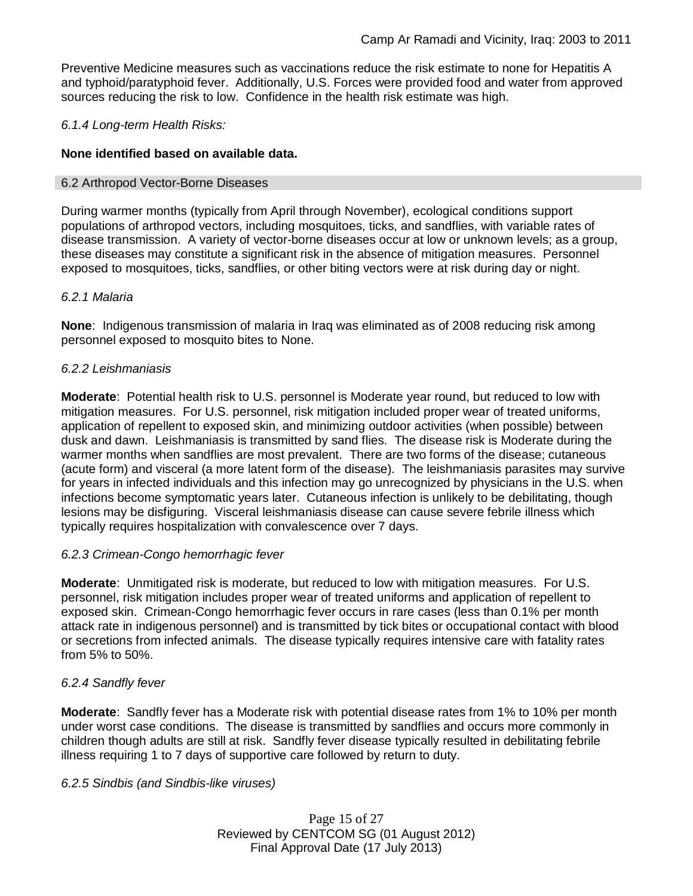Preventive Medicine measures such as vaccinations reduce the risk estimate to none for Hepatitis A and typhoid/paratyphoid fever. Additionally, U.S. Forces were provided food and water from approved sources reducing the risk to low. Confidence in the health risk estimate was high.

*6.1.4 Long-term Health Risks:*

**None identified based on available data.**

## 6.2 Arthropod Vector-Borne Diseases

During warmer months (typically from April through November), ecological conditions support populations of arthropod vectors, including mosquitoes, ticks, and sandflies, with variable rates of disease transmission. A variety of vector-borne diseases occur at low or unknown levels; as a group, these diseases may constitute a significant risk in the absence of mitigation measures. Personnel exposed to mosquitoes, ticks, sandflies, or other biting vectors were at risk during day or night.

*6.2.1 Malaria*

**None**: Indigenous transmission of malaria in Iraq was eliminated as of 2008 reducing risk among personnel exposed to mosquito bites to None.

*6.2.2 Leishmaniasis*

**Moderate**: Potential health risk to U.S. personnel is Moderate year round, but reduced to low with mitigation measures. For U.S. personnel, risk mitigation included proper wear of treated uniforms, application of repellent to exposed skin, and minimizing outdoor activities (when possible) between dusk and dawn. Leishmaniasis is transmitted by sand flies. The disease risk is Moderate during the warmer months when sandflies are most prevalent. There are two forms of the disease; cutaneous (acute form) and visceral (a more latent form of the disease). The leishmaniasis parasites may survive for years in infected individuals and this infection may go unrecognized by physicians in the U.S. when infections become symptomatic years later. Cutaneous infection is unlikely to be debilitating, though lesions may be disfiguring. Visceral leishmaniasis disease can cause severe febrile illness which typically requires hospitalization with convalescence over 7 days.

*6.2.3 Crimean-Congo hemorrhagic fever*

**Moderate**: Unmitigated risk is moderate, but reduced to low with mitigation measures. For U.S. personnel, risk mitigation includes proper wear of treated uniforms and application of repellent to exposed skin. Crimean-Congo hemorrhagic fever occurs in rare cases (less than 0.1% per month attack rate in indigenous personnel) and is transmitted by tick bites or occupational contact with blood or secretions from infected animals. The disease typically requires intensive care with fatality rates from 5% to 50%.

*6.2.4 Sandfly fever*

**Moderate**: Sandfly fever has a Moderate risk with potential disease rates from 1% to 10% per month under worst case conditions. The disease is transmitted by sandflies and occurs more commonly in children though adults are still at risk. Sandfly fever disease typically resulted in debilitating febrile illness requiring 1 to 7 days of supportive care followed by return to duty.

*6.2.5 Sindbis (and Sindbis-like viruses)*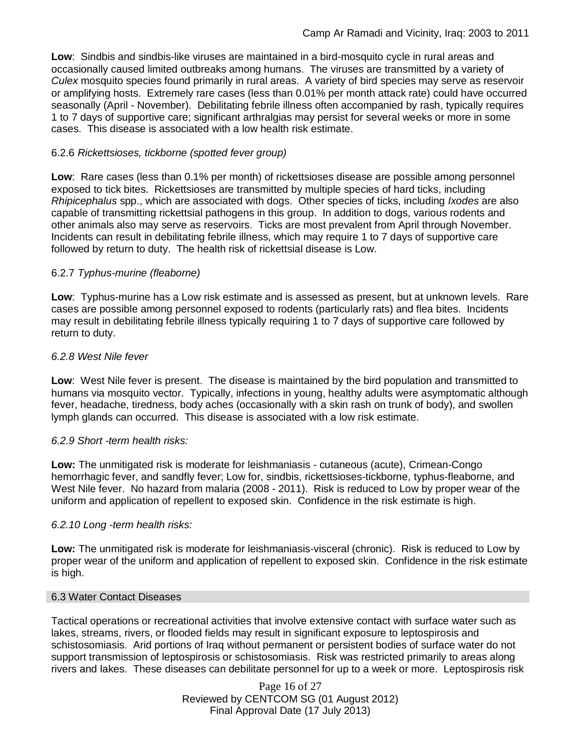**Low**: Sindbis and sindbis-like viruses are maintained in a bird-mosquito cycle in rural areas and occasionally caused limited outbreaks among humans. The viruses are transmitted by a variety of *Culex* mosquito species found primarily in rural areas. A variety of bird species may serve as reservoir or amplifying hosts. Extremely rare cases (less than 0.01% per month attack rate) could have occurred seasonally (April - November). Debilitating febrile illness often accompanied by rash, typically requires 1 to 7 days of supportive care; significant arthralgias may persist for several weeks or more in some cases. This disease is associated with a low health risk estimate.

#### 6.2.6 *Rickettsioses, tickborne (spotted fever group)*

**Low**: Rare cases (less than 0.1% per month) of rickettsioses disease are possible among personnel exposed to tick bites. Rickettsioses are transmitted by multiple species of hard ticks, including *Rhipicephalus* spp., which are associated with dogs. Other species of ticks, including *Ixodes* are also capable of transmitting rickettsial pathogens in this group. In addition to dogs, various rodents and other animals also may serve as reservoirs. Ticks are most prevalent from April through November. Incidents can result in debilitating febrile illness, which may require 1 to 7 days of supportive care followed by return to duty. The health risk of rickettsial disease is Low.

#### 6.2.7 *Typhus-murine (fleaborne)*

**Low**: Typhus-murine has a Low risk estimate and is assessed as present, but at unknown levels. Rare cases are possible among personnel exposed to rodents (particularly rats) and flea bites. Incidents may result in debilitating febrile illness typically requiring 1 to 7 days of supportive care followed by return to duty.

#### *6.2.8 West Nile fever*

**Low**: West Nile fever is present. The disease is maintained by the bird population and transmitted to humans via mosquito vector. Typically, infections in young, healthy adults were asymptomatic although fever, headache, tiredness, body aches (occasionally with a skin rash on trunk of body), and swollen lymph glands can occurred. This disease is associated with a low risk estimate.

#### *6.2.9 Short -term health risks:*

**Low:** The unmitigated risk is moderate for leishmaniasis - cutaneous (acute), Crimean-Congo hemorrhagic fever, and sandfly fever; Low for, sindbis, rickettsioses-tickborne, typhus-fleaborne, and West Nile fever. No hazard from malaria (2008 - 2011). Risk is reduced to Low by proper wear of the uniform and application of repellent to exposed skin. Confidence in the risk estimate is high.

#### *6.2.10 Long -term health risks:*

**Low:** The unmitigated risk is moderate for leishmaniasis-visceral (chronic). Risk is reduced to Low by proper wear of the uniform and application of repellent to exposed skin. Confidence in the risk estimate is high.

### 6.3 Water Contact Diseases

Tactical operations or recreational activities that involve extensive contact with surface water such as lakes, streams, rivers, or flooded fields may result in significant exposure to leptospirosis and schistosomiasis. Arid portions of Iraq without permanent or persistent bodies of surface water do not support transmission of leptospirosis or schistosomiasis. Risk was restricted primarily to areas along rivers and lakes. These diseases can debilitate personnel for up to a week or more. Leptospirosis risk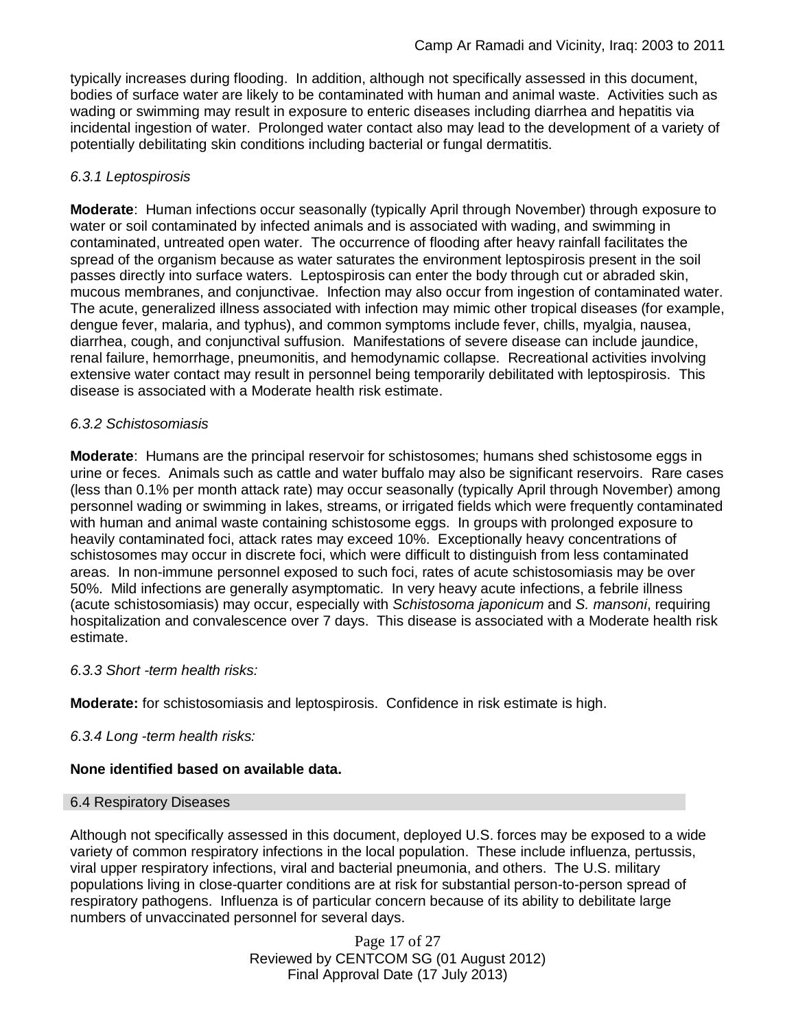typically increases during flooding. In addition, although not specifically assessed in this document, bodies of surface water are likely to be contaminated with human and animal waste. Activities such as wading or swimming may result in exposure to enteric diseases including diarrhea and hepatitis via incidental ingestion of water. Prolonged water contact also may lead to the development of a variety of potentially debilitating skin conditions including bacterial or fungal dermatitis.

*6.3.1 Leptospirosis*

**Moderate**: Human infections occur seasonally (typically April through November) through exposure to water or soil contaminated by infected animals and is associated with wading, and swimming in contaminated, untreated open water. The occurrence of flooding after heavy rainfall facilitates the spread of the organism because as water saturates the environment leptospirosis present in the soil passes directly into surface waters. Leptospirosis can enter the body through cut or abraded skin, mucous membranes, and conjunctivae. Infection may also occur from ingestion of contaminated water. The acute, generalized illness associated with infection may mimic other tropical diseases (for example, dengue fever, malaria, and typhus), and common symptoms include fever, chills, myalgia, nausea, diarrhea, cough, and conjunctival suffusion. Manifestations of severe disease can include jaundice, renal failure, hemorrhage, pneumonitis, and hemodynamic collapse. Recreational activities involving extensive water contact may result in personnel being temporarily debilitated with leptospirosis. This disease is associated with a Moderate health risk estimate.

*6.3.2 Schistosomiasis*

**Moderate**: Humans are the principal reservoir for schistosomes; humans shed schistosome eggs in urine or feces. Animals such as cattle and water buffalo may also be significant reservoirs. Rare cases (less than 0.1% per month attack rate) may occur seasonally (typically April through November) among personnel wading or swimming in lakes, streams, or irrigated fields which were frequently contaminated with human and animal waste containing schistosome eggs. In groups with prolonged exposure to heavily contaminated foci, attack rates may exceed 10%. Exceptionally heavy concentrations of schistosomes may occur in discrete foci, which were difficult to distinguish from less contaminated areas. In non-immune personnel exposed to such foci, rates of acute schistosomiasis may be over 50%. Mild infections are generally asymptomatic. In very heavy acute infections, a febrile illness (acute schistosomiasis) may occur, especially with *Schistosoma japonicum* and *S. mansoni*, requiring hospitalization and convalescence over 7 days. This disease is associated with a Moderate health risk estimate.

*6.3.3 Short -term health risks:*

**Moderate:** for schistosomiasis and leptospirosis. Confidence in risk estimate is high.

*6.3.4 Long -term health risks:*

**None identified based on available data.**

### 6.4 Respiratory Diseases

Although not specifically assessed in this document, deployed U.S. forces may be exposed to a wide variety of common respiratory infections in the local population. These include influenza, pertussis, viral upper respiratory infections, viral and bacterial pneumonia, and others. The U.S. military populations living in close-quarter conditions are at risk for substantial person-to-person spread of respiratory pathogens. Influenza is of particular concern because of its ability to debilitate large numbers of unvaccinated personnel for several days.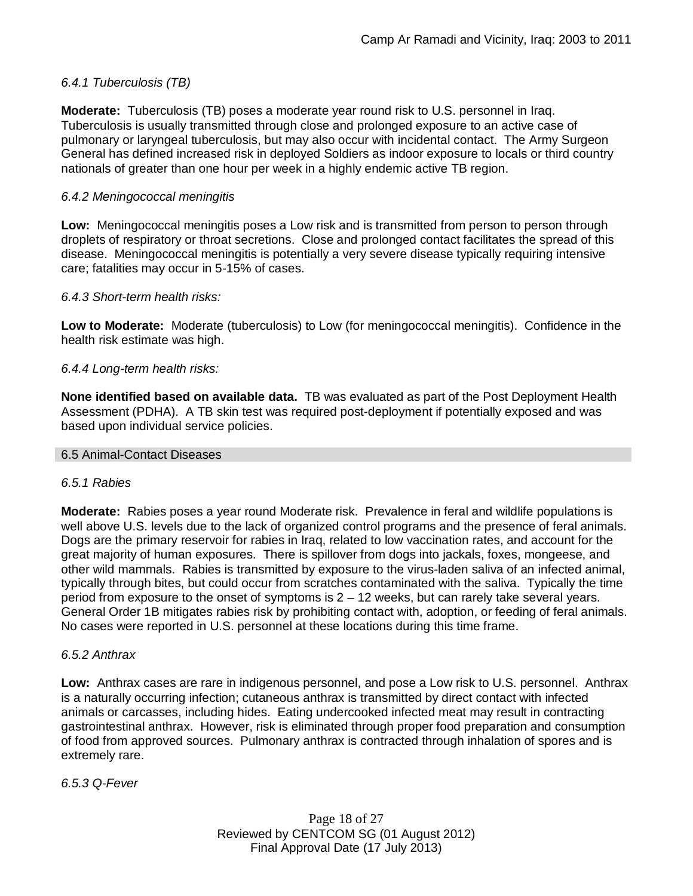*6.4.1 Tuberculosis (TB)*

**Moderate:** Tuberculosis (TB) poses a moderate year round risk to U.S. personnel in Iraq. Tuberculosis is usually transmitted through close and prolonged exposure to an active case of pulmonary or laryngeal tuberculosis, but may also occur with incidental contact. The Army Surgeon General has defined increased risk in deployed Soldiers as indoor exposure to locals or third country nationals of greater than one hour per week in a highly endemic active TB region.

*6.4.2 Meningococcal meningitis*

**Low:** Meningococcal meningitis poses a Low risk and is transmitted from person to person through droplets of respiratory or throat secretions. Close and prolonged contact facilitates the spread of this disease. Meningococcal meningitis is potentially a very severe disease typically requiring intensive care; fatalities may occur in 5-15% of cases.

*6.4.3 Short-term health risks:*

**Low to Moderate:** Moderate (tuberculosis) to Low (for meningococcal meningitis). Confidence in the health risk estimate was high.

*6.4.4 Long-term health risks:*

**None identified based on available data.** TB was evaluated as part of the Post Deployment Health Assessment (PDHA). A TB skin test was required post-deployment if potentially exposed and was based upon individual service policies.

## 6.5 Animal-Contact Diseases

*6.5.1 Rabies*

**Moderate:** Rabies poses a year round Moderate risk. Prevalence in feral and wildlife populations is well above U.S. levels due to the lack of organized control programs and the presence of feral animals. Dogs are the primary reservoir for rabies in Iraq, related to low vaccination rates, and account for the great majority of human exposures. There is spillover from dogs into jackals, foxes, mongeese, and other wild mammals. Rabies is transmitted by exposure to the virus-laden saliva of an infected animal, typically through bites, but could occur from scratches contaminated with the saliva. Typically the time period from exposure to the onset of symptoms is 2 – 12 weeks, but can rarely take several years. General Order 1B mitigates rabies risk by prohibiting contact with, adoption, or feeding of feral animals. No cases were reported in U.S. personnel at these locations during this time frame.

*6.5.2 Anthrax*

**Low:** Anthrax cases are rare in indigenous personnel, and pose a Low risk to U.S. personnel. Anthrax is a naturally occurring infection; cutaneous anthrax is transmitted by direct contact with infected animals or carcasses, including hides. Eating undercooked infected meat may result in contracting gastrointestinal anthrax. However, risk is eliminated through proper food preparation and consumption of food from approved sources. Pulmonary anthrax is contracted through inhalation of spores and is extremely rare.

*6.5.3 Q-Fever*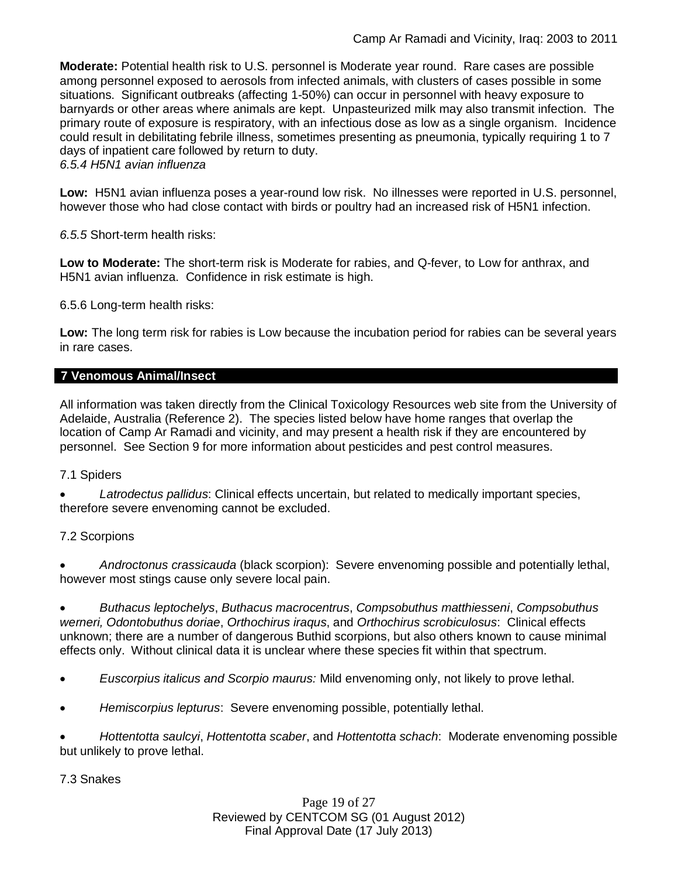**Moderate:** Potential health risk to U.S. personnel is Moderate year round. Rare cases are possible among personnel exposed to aerosols from infected animals, with clusters of cases possible in some situations. Significant outbreaks (affecting 1-50%) can occur in personnel with heavy exposure to barnyards or other areas where animals are kept. Unpasteurized milk may also transmit infection. The primary route of exposure is respiratory, with an infectious dose as low as a single organism. Incidence could result in debilitating febrile illness, sometimes presenting as pneumonia, typically requiring 1 to 7 days of inpatient care followed by return to duty.

*6.5.4 H5N1 avian influenza*

**Low:** H5N1 avian influenza poses a year-round low risk. No illnesses were reported in U.S. personnel, however those who had close contact with birds or poultry had an increased risk of H5N1 infection.

*6.5.5* Short-term health risks:

**Low to Moderate:** The short-term risk is Moderate for rabies, and Q-fever, to Low for anthrax, and H5N1 avian influenza. Confidence in risk estimate is high.

6.5.6 Long-term health risks:

**Low:** The long term risk for rabies is Low because the incubation period for rabies can be several years in rare cases.

## 7 Venomous Animal/Insect

All information was taken directly from the Clinical Toxicology Resources web site from the University of Adelaide, Australia (Reference 2). The species listed below have home ranges that overlap the location of Camp Ar Ramadi and vicinity, and may present a health risk if they are encountered by personnel. See Section 9 for more information about pesticides and pest control measures.

7.1 Spiders

- *Latrodectus pallidus*: Clinical effects uncertain, but related to medically important species, therefore severe envenoming cannot be excluded.

7.2 Scorpions

- *Androctonus crassicauda* (black scorpion): Severe envenoming possible and potentially lethal, however most stings cause only severe local pain.
- *Buthacus leptochelys*, *Buthacus macrocentrus*, *Compsobuthus matthiesseni*, *Compsobuthus werneri, Odontobuthus doriae*, *Orthochirus iraqus*, and *Orthochirus scrobiculosus*: Clinical effects unknown; there are a number of dangerous Buthid scorpions, but also others known to cause minimal effects only. Without clinical data it is unclear where these species fit within that spectrum.
- *Euscorpius italicus and Scorpio maurus:* Mild envenoming only, not likely to prove lethal.
- *Hemiscorpius lepturus*: Severe envenoming possible, potentially lethal.
- *Hottentotta saulcyi*, *Hottentotta scaber*, and *Hottentotta schach*: Moderate envenoming possible but unlikely to prove lethal.

7.3 Snakes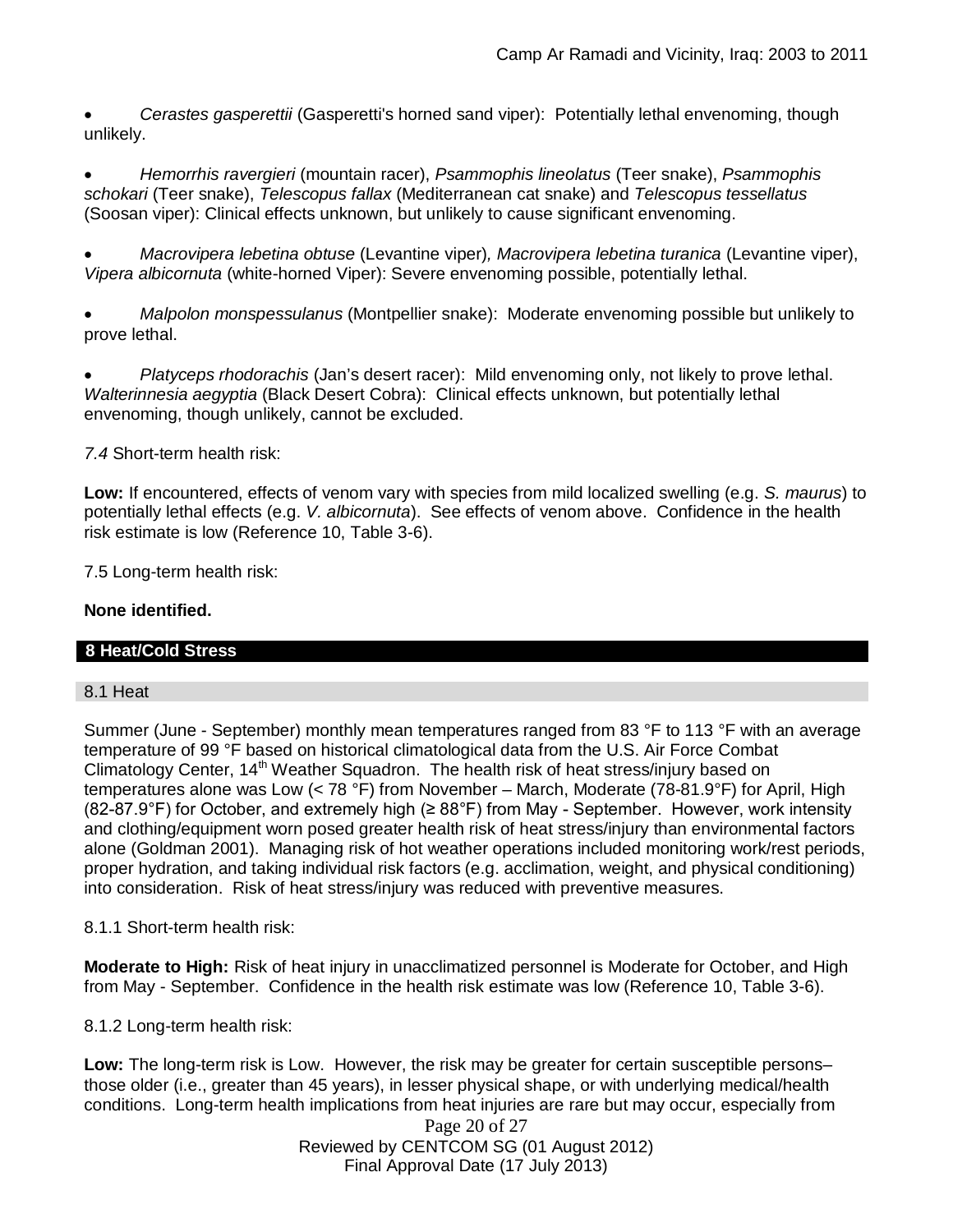- *Cerastes gasperettii* (Gasperetti's horned sand viper): Potentially lethal envenoming, though unlikely.

- *Hemorrhis ravergieri* (mountain racer), *Psammophis lineolatus* (Teer snake), *Psammophis schokari* (Teer snake), *Telescopus fallax* (Mediterranean cat snake) and *Telescopus tessellatus* (Soosan viper): Clinical effects unknown, but unlikely to cause significant envenoming.

- *Macrovipera lebetina obtuse* (Levantine viper), *Macrovipera lebetina turanica* (Levantine viper), *Vipera albicornuta* (white-horned Viper): Severe envenoming possible, potentially lethal.

- *Malpolon monspessulanus* (Montpellier snake): Moderate envenoming possible but unlikely to prove lethal.

- *Platyceps rhodorachis* (Jan's desert racer): Mild envenoming only, not likely to prove lethal. *Walterinnesia aegyptia* (Black Desert Cobra): Clinical effects unknown, but potentially lethal envenoming, though unlikely, cannot be excluded.

*7.4* Short-term health risk:

**Low:** If encountered, effects of venom vary with species from mild localized swelling (e.g. *S. maurus*) to potentially lethal effects (e.g. *V. albicornuta*). See effects of venom above. Confidence in the health risk estimate is low (Reference 10, Table 3-6).

7.5 Long-term health risk:

**None identified.**

## 8 Heat/Cold Stress

### 8.1 Heat

Summer (June - September) monthly mean temperatures ranged from 83 °F to 113 °F with an average temperature of 99 °F based on historical climatological data from the U.S. Air Force Combat Climatology Center, 14th Weather Squadron. The health risk of heat stress/injury based on temperatures alone was Low (< 78 °F) from November – March, Moderate (78-81.9°F) for April, High (82-87.9°F) for October, and extremely high (≥ 88°F) from May - September. However, work intensity and clothing/equipment worn posed greater health risk of heat stress/injury than environmental factors alone (Goldman 2001). Managing risk of hot weather operations included monitoring work/rest periods, proper hydration, and taking individual risk factors (e.g. acclimation, weight, and physical conditioning) into consideration. Risk of heat stress/injury was reduced with preventive measures.

8.1.1 Short-term health risk:

**Moderate to High:** Risk of heat injury in unacclimatized personnel is Moderate for October, and High from May - September. Confidence in the health risk estimate was low (Reference 10, Table 3-6).

8.1.2 Long-term health risk:

**Low:** The long-term risk is Low. However, the risk may be greater for certain susceptible persons– those older (i.e., greater than 45 years), in lesser physical shape, or with underlying medical/health conditions. Long-term health implications from heat injuries are rare but may occur, especially from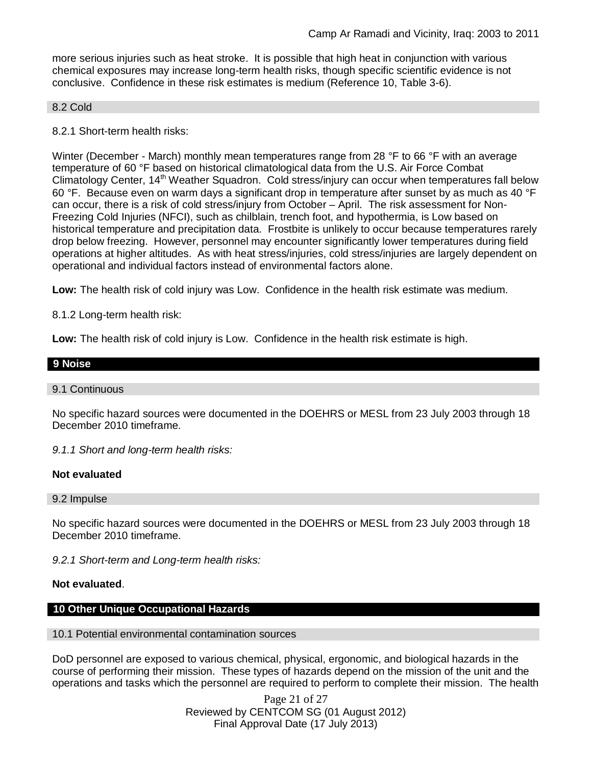more serious injuries such as heat stroke. It is possible that high heat in conjunction with various chemical exposures may increase long-term health risks, though specific scientific evidence is not conclusive. Confidence in these risk estimates is medium (Reference 10, Table 3-6).

### 8.2 Cold

8.2.1 Short-term health risks:

Winter (December - March) monthly mean temperatures range from 28 °F to 66 °F with an average temperature of 60 °F based on historical climatological data from the U.S. Air Force Combat Climatology Center, 14th Weather Squadron. Cold stress/injury can occur when temperatures fall below 60 °F. Because even on warm days a significant drop in temperature after sunset by as much as 40 °F can occur, there is a risk of cold stress/injury from October – April. The risk assessment for Non-Freezing Cold Injuries (NFCI), such as chilblain, trench foot, and hypothermia, is Low based on historical temperature and precipitation data. Frostbite is unlikely to occur because temperatures rarely drop below freezing. However, personnel may encounter significantly lower temperatures during field operations at higher altitudes. As with heat stress/injuries, cold stress/injuries are largely dependent on operational and individual factors instead of environmental factors alone.

**Low:** The health risk of cold injury was Low. Confidence in the health risk estimate was medium.

8.1.2 Long-term health risk:

**Low:** The health risk of cold injury is Low. Confidence in the health risk estimate is high.

## 9 Noise

### 9.1 Continuous

No specific hazard sources were documented in the DOEHRS or MESL from 23 July 2003 through 18 December 2010 timeframe.

*9.1.1 Short and long-term health risks:*

**Not evaluated**

### 9.2 Impulse

No specific hazard sources were documented in the DOEHRS or MESL from 23 July 2003 through 18 December 2010 timeframe.

*9.2.1 Short-term and Long-term health risks:*

**Not evaluated**.

## 10 Other Unique Occupational Hazards

### 10.1 Potential environmental contamination sources

DoD personnel are exposed to various chemical, physical, ergonomic, and biological hazards in the course of performing their mission. These types of hazards depend on the mission of the unit and the operations and tasks which the personnel are required to perform to complete their mission. The health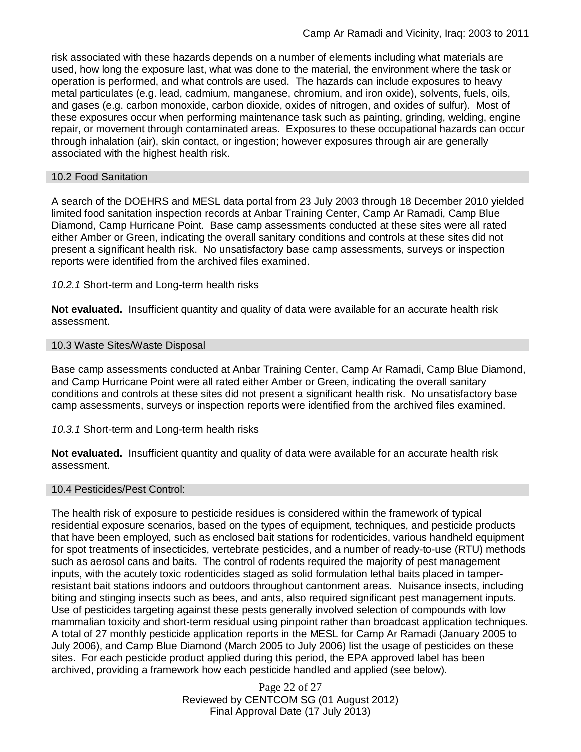risk associated with these hazards depends on a number of elements including what materials are used, how long the exposure last, what was done to the material, the environment where the task or operation is performed, and what controls are used. The hazards can include exposures to heavy metal particulates (e.g. lead, cadmium, manganese, chromium, and iron oxide), solvents, fuels, oils, and gases (e.g. carbon monoxide, carbon dioxide, oxides of nitrogen, and oxides of sulfur). Most of these exposures occur when performing maintenance task such as painting, grinding, welding, engine repair, or movement through contaminated areas. Exposures to these occupational hazards can occur through inhalation (air), skin contact, or ingestion; however exposures through air are generally associated with the highest health risk.

## 10.2 Food Sanitation

A search of the DOEHRS and MESL data portal from 23 July 2003 through 18 December 2010 yielded limited food sanitation inspection records at Anbar Training Center, Camp Ar Ramadi, Camp Blue Diamond, Camp Hurricane Point. Base camp assessments conducted at these sites were all rated either Amber or Green, indicating the overall sanitary conditions and controls at these sites did not present a significant health risk. No unsatisfactory base camp assessments, surveys or inspection reports were identified from the archived files examined.

*10.2.1* Short-term and Long-term health risks

**Not evaluated.** Insufficient quantity and quality of data were available for an accurate health risk assessment.

## 10.3 Waste Sites/Waste Disposal

Base camp assessments conducted at Anbar Training Center, Camp Ar Ramadi, Camp Blue Diamond, and Camp Hurricane Point were all rated either Amber or Green, indicating the overall sanitary conditions and controls at these sites did not present a significant health risk. No unsatisfactory base camp assessments, surveys or inspection reports were identified from the archived files examined.

*10.3.1* Short-term and Long-term health risks

**Not evaluated.** Insufficient quantity and quality of data were available for an accurate health risk assessment.

## 10.4 Pesticides/Pest Control:

The health risk of exposure to pesticide residues is considered within the framework of typical residential exposure scenarios, based on the types of equipment, techniques, and pesticide products that have been employed, such as enclosed bait stations for rodenticides, various handheld equipment for spot treatments of insecticides, vertebrate pesticides, and a number of ready-to-use (RTU) methods such as aerosol cans and baits. The control of rodents required the majority of pest management inputs, with the acutely toxic rodenticides staged as solid formulation lethal baits placed in tamper-resistant bait stations indoors and outdoors throughout cantonment areas. Nuisance insects, including biting and stinging insects such as bees, and ants, also required significant pest management inputs. Use of pesticides targeting against these pests generally involved selection of compounds with low mammalian toxicity and short-term residual using pinpoint rather than broadcast application techniques. A total of 27 monthly pesticide application reports in the MESL for Camp Ar Ramadi (January 2005 to July 2006), and Camp Blue Diamond (March 2005 to July 2006) list the usage of pesticides on these sites. For each pesticide product applied during this period, the EPA approved label has been archived, providing a framework how each pesticide handled and applied (see below).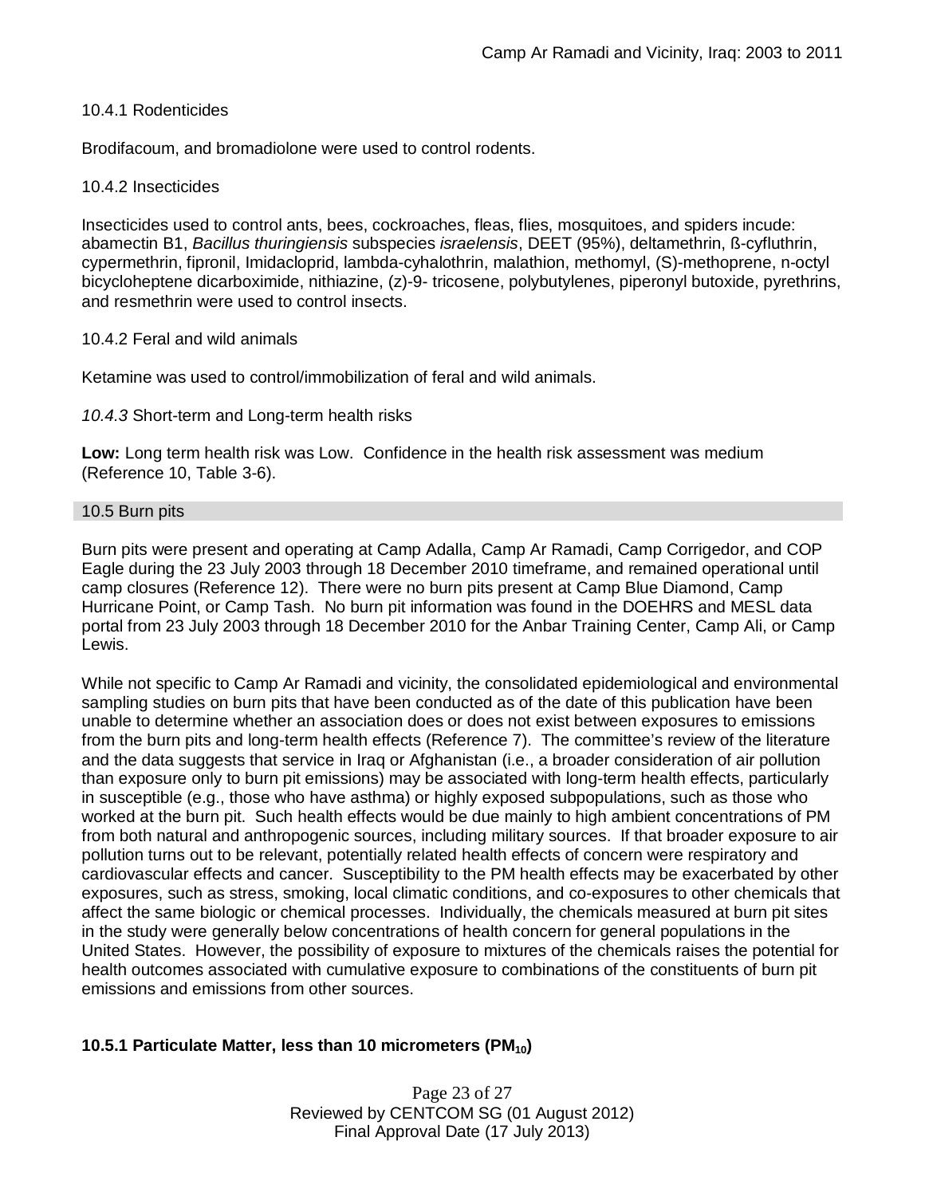10.4.1 Rodenticides

Brodifacoum, and bromadiolone were used to control rodents.

10.4.2 Insecticides

Insecticides used to control ants, bees, cockroaches, fleas, flies, mosquitoes, and spiders incude: abamectin B1, *Bacillus thuringiensis* subspecies *israelensis*, DEET (95%), deltamethrin, ß-cyfluthrin, cypermethrin, fipronil, Imidacloprid, lambda-cyhalothrin, malathion, methomyl, (S)-methoprene, n-octyl bicycloheptene dicarboximide, nithiazine, (z)-9- tricosene, polybutylenes, piperonyl butoxide, pyrethrins, and resmethrin were used to control insects.

10.4.2 Feral and wild animals

Ketamine was used to control/immobilization of feral and wild animals.

*10.4.3* Short-term and Long-term health risks

**Low:** Long term health risk was Low. Confidence in the health risk assessment was medium (Reference 10, Table 3-6).

## 10.5 Burn pits

Burn pits were present and operating at Camp Adalla, Camp Ar Ramadi, Camp Corrigedor, and COP Eagle during the 23 July 2003 through 18 December 2010 timeframe, and remained operational until camp closures (Reference 12). There were no burn pits present at Camp Blue Diamond, Camp Hurricane Point, or Camp Tash. No burn pit information was found in the DOEHRS and MESL data portal from 23 July 2003 through 18 December 2010 for the Anbar Training Center, Camp Ali, or Camp Lewis.

While not specific to Camp Ar Ramadi and vicinity, the consolidated epidemiological and environmental sampling studies on burn pits that have been conducted as of the date of this publication have been unable to determine whether an association does or does not exist between exposures to emissions from the burn pits and long-term health effects (Reference 7). The committee's review of the literature and the data suggests that service in Iraq or Afghanistan (i.e., a broader consideration of air pollution than exposure only to burn pit emissions) may be associated with long-term health effects, particularly in susceptible (e.g., those who have asthma) or highly exposed subpopulations, such as those who worked at the burn pit. Such health effects would be due mainly to high ambient concentrations of PM from both natural and anthropogenic sources, including military sources. If that broader exposure to air pollution turns out to be relevant, potentially related health effects of concern were respiratory and cardiovascular effects and cancer. Susceptibility to the PM health effects may be exacerbated by other exposures, such as stress, smoking, local climatic conditions, and co-exposures to other chemicals that affect the same biologic or chemical processes. Individually, the chemicals measured at burn pit sites in the study were generally below concentrations of health concern for general populations in the United States. However, the possibility of exposure to mixtures of the chemicals raises the potential for health outcomes associated with cumulative exposure to combinations of the constituents of burn pit emissions and emissions from other sources.

### 10.5.1 Particulate Matter, less than 10 micrometers ($PM_{10}$)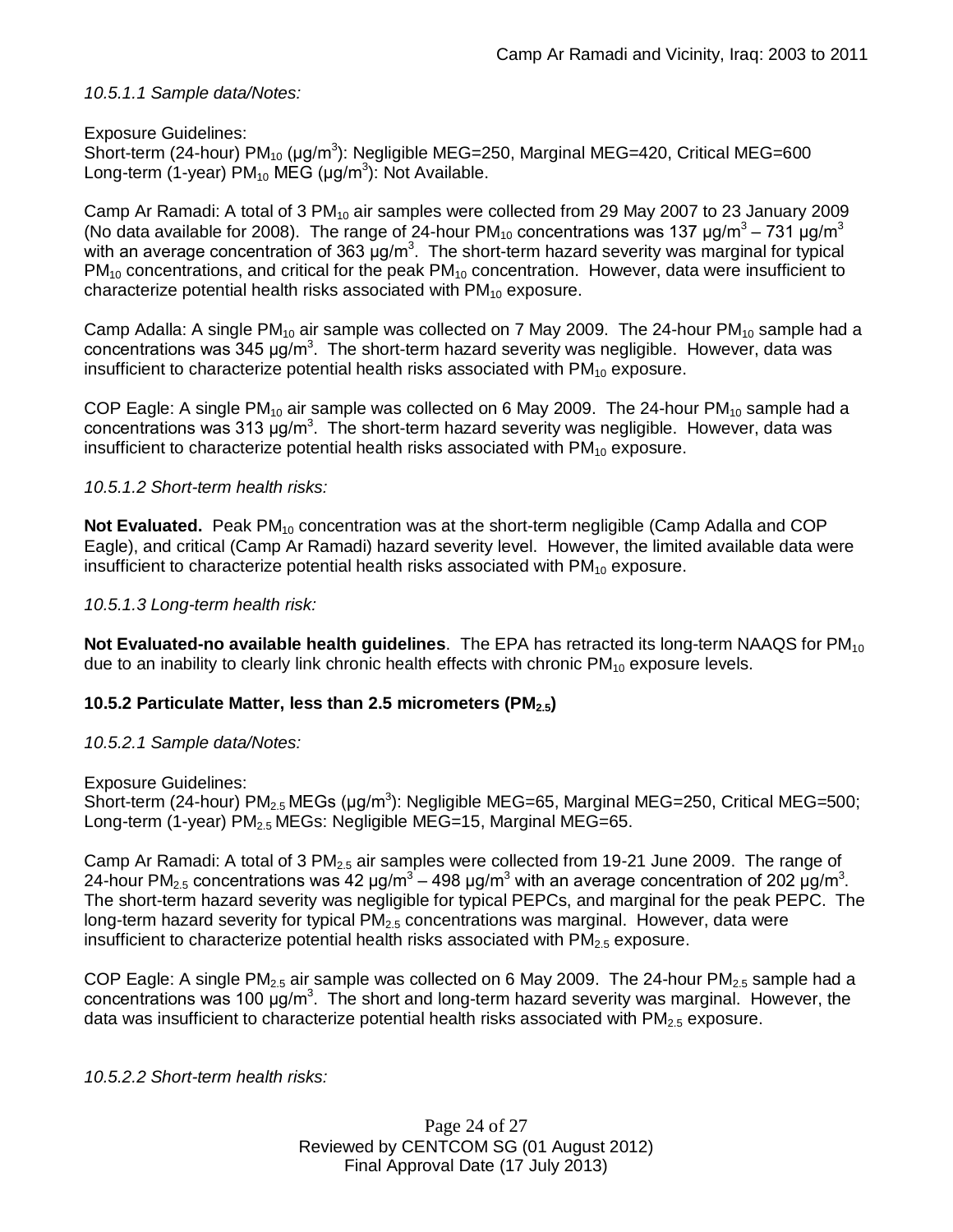*10.5.1.1 Sample data/Notes:*

Exposure Guidelines:
Short-term (24-hour) $PM_{10}$ (μg/m$^3$): Negligible MEG=250, Marginal MEG=420, Critical MEG=600
Long-term (1-year) $PM_{10}$ MEG (μg/m$^3$): Not Available.

Camp Ar Ramadi: A total of 3 $PM_{10}$ air samples were collected from 29 May 2007 to 23 January 2009 (No data available for 2008). The range of 24-hour $PM_{10}$ concentrations was 137 μg/m$^3$ – 731 μg/m$^3$ with an average concentration of 363 μg/m$^3$. The short-term hazard severity was marginal for typical $PM_{10}$ concentrations, and critical for the peak $PM_{10}$ concentration. However, data were insufficient to characterize potential health risks associated with $PM_{10}$ exposure.

Camp Adalla: A single $PM_{10}$ air sample was collected on 7 May 2009. The 24-hour $PM_{10}$ sample had a concentrations was 345 μg/m$^3$. The short-term hazard severity was negligible. However, data was insufficient to characterize potential health risks associated with $PM_{10}$ exposure.

COP Eagle: A single $PM_{10}$ air sample was collected on 6 May 2009. The 24-hour $PM_{10}$ sample had a concentrations was 313 μg/m$^3$. The short-term hazard severity was negligible. However, data was insufficient to characterize potential health risks associated with $PM_{10}$ exposure.

*10.5.1.2 Short-term health risks:*

**Not Evaluated.** Peak $PM_{10}$ concentration was at the short-term negligible (Camp Adalla and COP Eagle), and critical (Camp Ar Ramadi) hazard severity level. However, the limited available data were insufficient to characterize potential health risks associated with $PM_{10}$ exposure.

*10.5.1.3 Long-term health risk:*

**Not Evaluated-no available health guidelines**. The EPA has retracted its long-term NAAQS for $PM_{10}$ due to an inability to clearly link chronic health effects with chronic $PM_{10}$ exposure levels.

### 10.5.2 Particulate Matter, less than 2.5 micrometers ($PM_{2.5}$)

*10.5.2.1 Sample data/Notes:*

Exposure Guidelines:
Short-term (24-hour) $PM_{2.5}$ MEGs (μg/m$^3$): Negligible MEG=65, Marginal MEG=250, Critical MEG=500;
Long-term (1-year) $PM_{2.5}$ MEGs: Negligible MEG=15, Marginal MEG=65.

Camp Ar Ramadi: A total of 3 $PM_{2.5}$ air samples were collected from 19-21 June 2009. The range of 24-hour $PM_{2.5}$ concentrations was 42 μg/m$^3$ – 498 μg/m$^3$ with an average concentration of 202 μg/m$^3$. The short-term hazard severity was negligible for typical PEPCs, and marginal for the peak PEPC. The long-term hazard severity for typical $PM_{2.5}$ concentrations was marginal. However, data were insufficient to characterize potential health risks associated with $PM_{2.5}$ exposure.

COP Eagle: A single $PM_{2.5}$ air sample was collected on 6 May 2009. The 24-hour $PM_{2.5}$ sample had a concentrations was 100 μg/m$^3$. The short and long-term hazard severity was marginal. However, the data was insufficient to characterize potential health risks associated with $PM_{2.5}$ exposure.

*10.5.2.2 Short-term health risks:*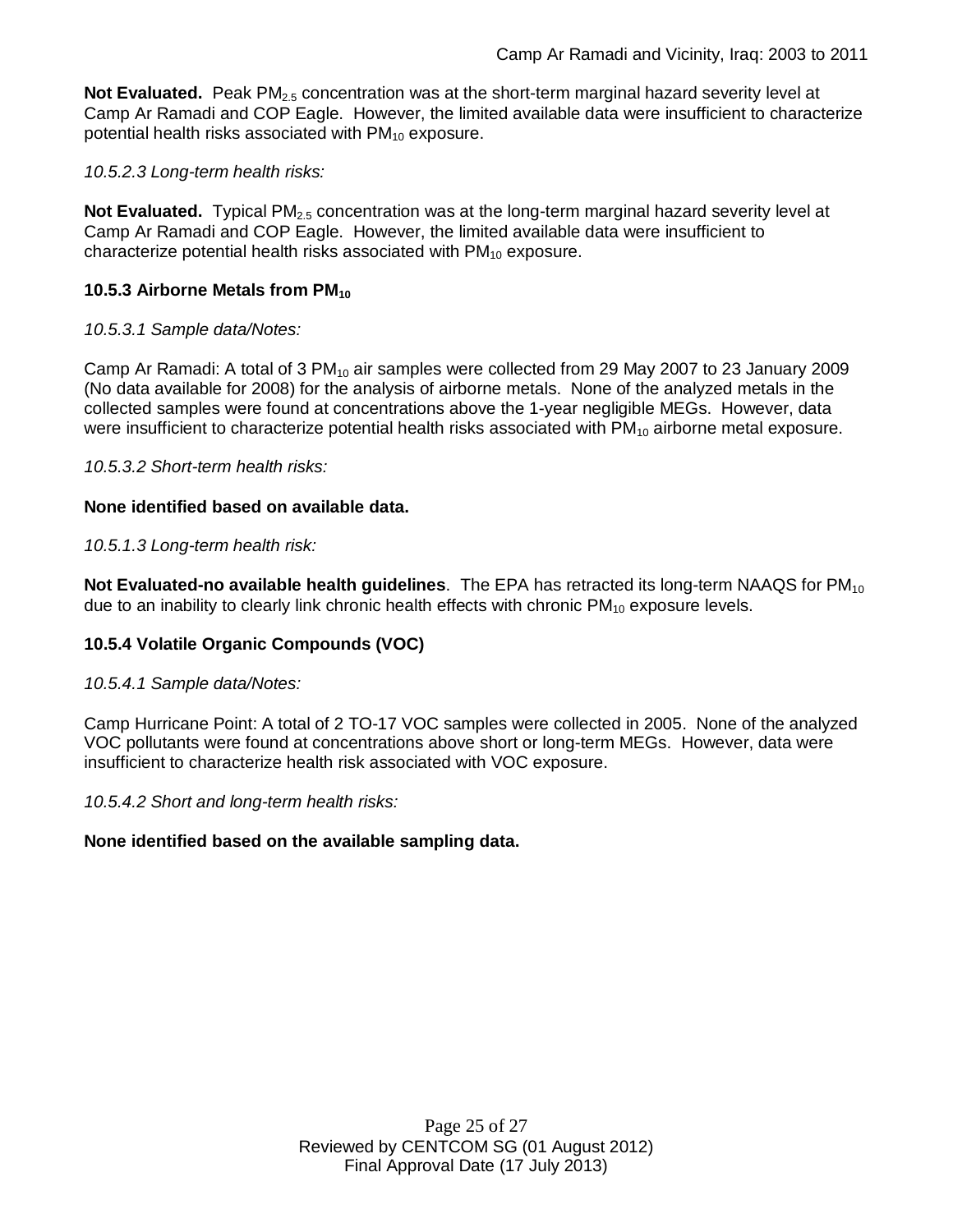**Not Evaluated.** Peak $PM_{2.5}$ concentration was at the short-term marginal hazard severity level at Camp Ar Ramadi and COP Eagle. However, the limited available data were insufficient to characterize potential health risks associated with $PM_{10}$ exposure.

*10.5.2.3 Long-term health risks:*

**Not Evaluated.** Typical $PM_{2.5}$ concentration was at the long-term marginal hazard severity level at Camp Ar Ramadi and COP Eagle. However, the limited available data were insufficient to characterize potential health risks associated with $PM_{10}$ exposure.

### 10.5.3 Airborne Metals from $PM_{10}$

*10.5.3.1 Sample data/Notes:*

Camp Ar Ramadi: A total of 3 $PM_{10}$ air samples were collected from 29 May 2007 to 23 January 2009 (No data available for 2008) for the analysis of airborne metals. None of the analyzed metals in the collected samples were found at concentrations above the 1-year negligible MEGs. However, data were insufficient to characterize potential health risks associated with $PM_{10}$ airborne metal exposure.

*10.5.3.2 Short-term health risks:*

**None identified based on available data.**

*10.5.1.3 Long-term health risk:*

**Not Evaluated-no available health guidelines**. The EPA has retracted its long-term NAAQS for $PM_{10}$ due to an inability to clearly link chronic health effects with chronic $PM_{10}$ exposure levels.

### 10.5.4 Volatile Organic Compounds (VOC)

*10.5.4.1 Sample data/Notes:*

Camp Hurricane Point: A total of 2 TO-17 VOC samples were collected in 2005. None of the analyzed VOC pollutants were found at concentrations above short or long-term MEGs. However, data were insufficient to characterize health risk associated with VOC exposure.

*10.5.4.2 Short and long-term health risks:*

**None identified based on the available sampling data.**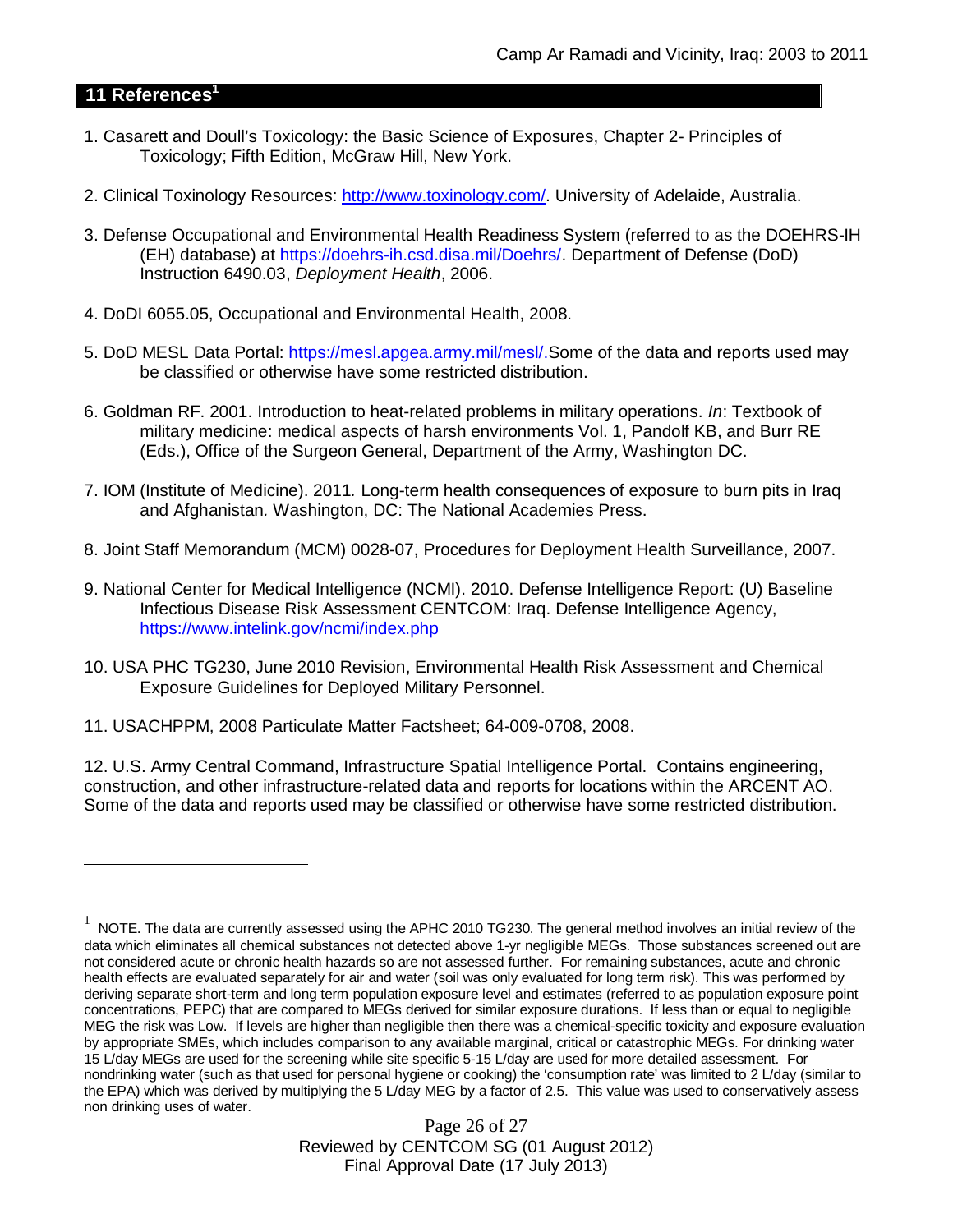## 11 References[1]

1. Casarett and Doull's Toxicology: the Basic Science of Exposures, Chapter 2- Principles of Toxicology; Fifth Edition, McGraw Hill, New York.

2. Clinical Toxinology Resources: http://www.toxinology.com/. University of Adelaide, Australia.

3. Defense Occupational and Environmental Health Readiness System (referred to as the DOEHRS-IH (EH) database) at https://doehrs-ih.csd.disa.mil/Doehrs/. Department of Defense (DoD) Instruction 6490.03, *Deployment Health*, 2006.

4. DoDI 6055.05, Occupational and Environmental Health, 2008.

5. DoD MESL Data Portal: https://mesl.apgea.army.mil/mesl/.Some of the data and reports used may be classified or otherwise have some restricted distribution.

6. Goldman RF. 2001. Introduction to heat-related problems in military operations. *In*: Textbook of military medicine: medical aspects of harsh environments Vol. 1, Pandolf KB, and Burr RE (Eds.), Office of the Surgeon General, Department of the Army, Washington DC.

7. IOM (Institute of Medicine). 2011*.* Long-term health consequences of exposure to burn pits in Iraq and Afghanistan*.* Washington, DC: The National Academies Press.

8. Joint Staff Memorandum (MCM) 0028-07, Procedures for Deployment Health Surveillance, 2007.

9. National Center for Medical Intelligence (NCMI). 2010. Defense Intelligence Report: (U) Baseline Infectious Disease Risk Assessment CENTCOM: Iraq. Defense Intelligence Agency, https://www.intelink.gov/ncmi/index.php

10. USA PHC TG230, June 2010 Revision, Environmental Health Risk Assessment and Chemical Exposure Guidelines for Deployed Military Personnel.

11. USACHPPM, 2008 Particulate Matter Factsheet; 64-009-0708, 2008.

12. U.S. Army Central Command, Infrastructure Spatial Intelligence Portal. Contains engineering, construction, and other infrastructure-related data and reports for locations within the ARCENT AO. Some of the data and reports used may be classified or otherwise have some restricted distribution.

---

[1] NOTE. The data are currently assessed using the APHC 2010 TG230. The general method involves an initial review of the data which eliminates all chemical substances not detected above 1-yr negligible MEGs. Those substances screened out are not considered acute or chronic health hazards so are not assessed further. For remaining substances, acute and chronic health effects are evaluated separately for air and water (soil was only evaluated for long term risk). This was performed by deriving separate short-term and long term population exposure level and estimates (referred to as population exposure point concentrations, PEPC) that are compared to MEGs derived for similar exposure durations. If less than or equal to negligible MEG the risk was Low. If levels are higher than negligible then there was a chemical-specific toxicity and exposure evaluation by appropriate SMEs, which includes comparison to any available marginal, critical or catastrophic MEGs. For drinking water 15 L/day MEGs are used for the screening while site specific 5-15 L/day are used for more detailed assessment. For nondrinking water (such as that used for personal hygiene or cooking) the 'consumption rate' was limited to 2 L/day (similar to the EPA) which was derived by multiplying the 5 L/day MEG by a factor of 2.5. This value was used to conservatively assess non drinking uses of water.

Reviewed by CENTCOM SG (01 August 2012)
Final Approval Date (17 July 2013)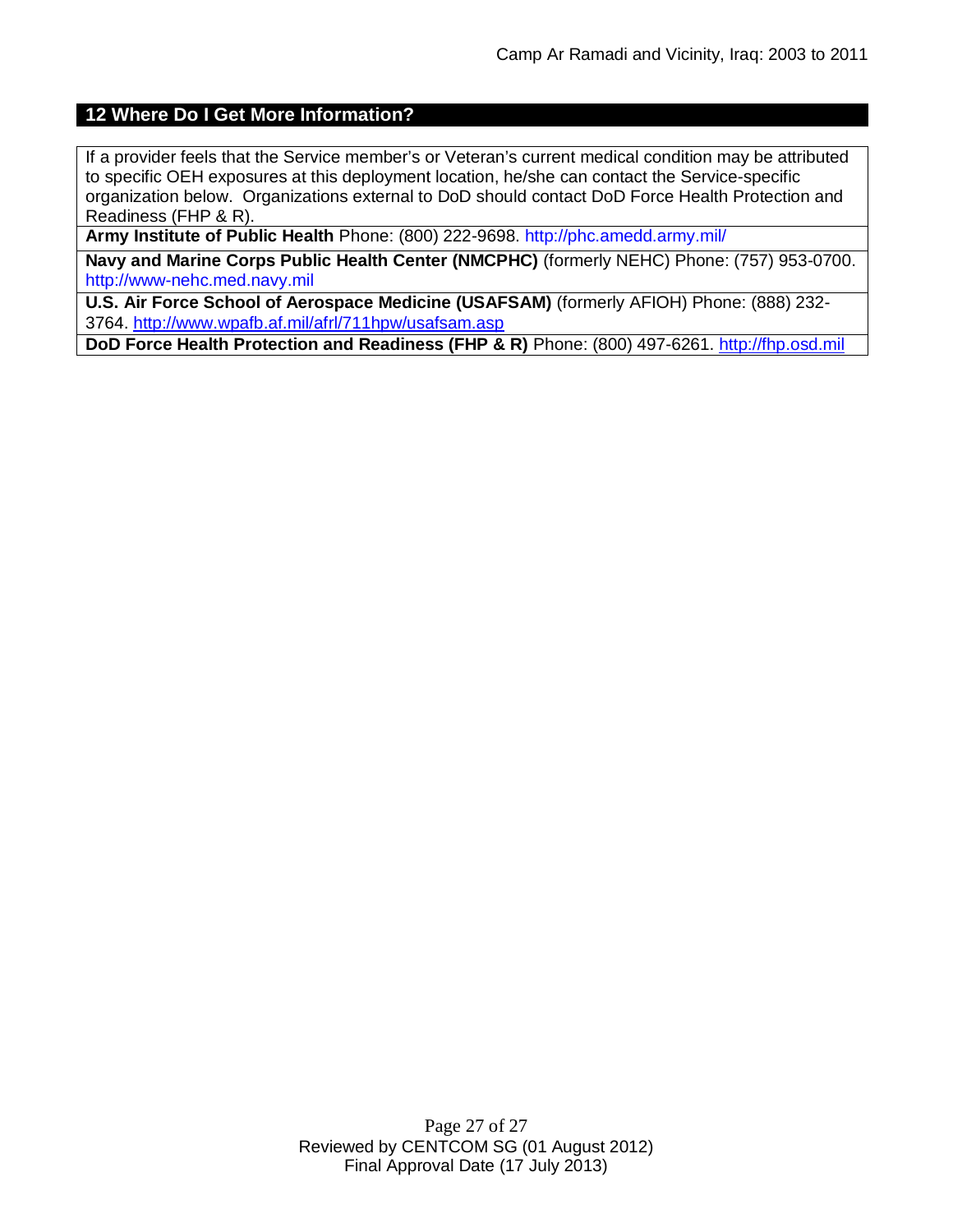## 12 Where Do I Get More Information?

If a provider feels that the Service member's or Veteran's current medical condition may be attributed to specific OEH exposures at this deployment location, he/she can contact the Service-specific organization below. Organizations external to DoD should contact DoD Force Health Protection and Readiness (FHP & R).

**Army Institute of Public Health** Phone: (800) 222-9698. http://phc.amedd.army.mil/

**Navy and Marine Corps Public Health Center (NMCPHC)** (formerly NEHC) Phone: (757) 953-0700. http://www-nehc.med.navy.mil

**U.S. Air Force School of Aerospace Medicine (USAFSAM)** (formerly AFIOH) Phone: (888) 232-3764. http://www.wpafb.af.mil/afrl/711hpw/usafsam.asp

**DoD Force Health Protection and Readiness (FHP & R)** Phone: (800) 497-6261. http://fhp.osd.mil

Reviewed by CENTCOM SG (01 August 2012)
Final Approval Date (17 July 2013)